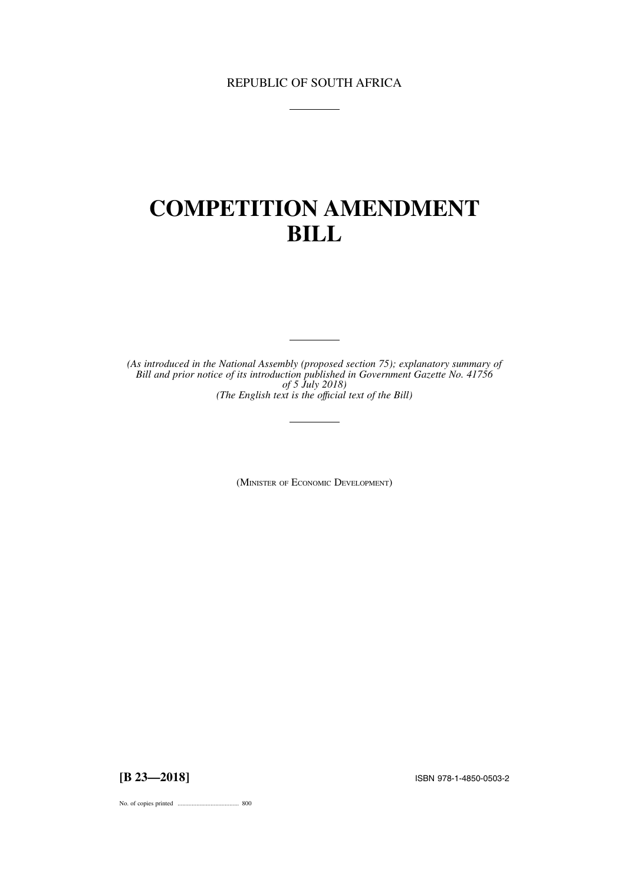REPUBLIC OF SOUTH AFRICA

# COMPETITION AMENDMENT BILL

*(As introduced in the National Assembly (proposed section 75); explanatory summary of Bill and prior notice of its introduction published in Government Gazette No. 41756 of 5 July 2018)*
*(The English text is the official text of the Bill)*

(MINISTER OF ECONOMIC DEVELOPMENT)

**[B 23—2018]** ISBN 978-1-4850-0503-2

No. of copies printed ....................................... 800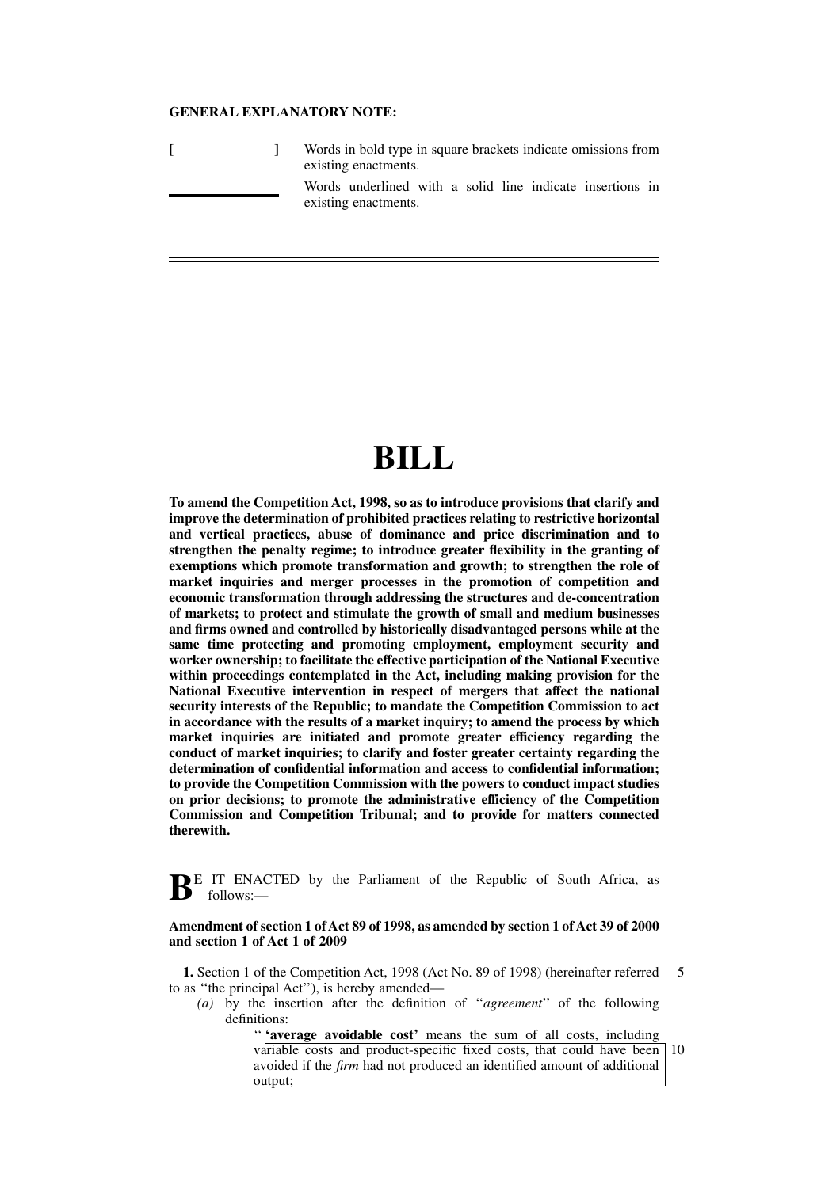**GENERAL EXPLANATORY NOTE:**

[ ] Words in bold type in square brackets indicate omissions from existing enactments.

\_\_\_\_\_\_\_\_ Words underlined with a solid line indicate insertions in existing enactments.

---

# BILL

**To amend the Competition Act, 1998, so as to introduce provisions that clarify and improve the determination of prohibited practices relating to restrictive horizontal and vertical practices, abuse of dominance and price discrimination and to strengthen the penalty regime; to introduce greater flexibility in the granting of exemptions which promote transformation and growth; to strengthen the role of market inquiries and merger processes in the promotion of competition and economic transformation through addressing the structures and de-concentration of markets; to protect and stimulate the growth of small and medium businesses and firms owned and controlled by historically disadvantaged persons while at the same time protecting and promoting employment, employment security and worker ownership; to facilitate the effective participation of the National Executive within proceedings contemplated in the Act, including making provision for the National Executive intervention in respect of mergers that affect the national security interests of the Republic; to mandate the Competition Commission to act in accordance with the results of a market inquiry; to amend the process by which market inquiries are initiated and promote greater efficiency regarding the conduct of market inquiries; to clarify and foster greater certainty regarding the determination of confidential information and access to confidential information; to provide the Competition Commission with the powers to conduct impact studies on prior decisions; to promote the administrative efficiency of the Competition Commission and Competition Tribunal; and to provide for matters connected therewith.**

BE IT ENACTED by the Parliament of the Republic of South Africa, as follows:—

**Amendment of section 1 of Act 89 of 1998, as amended by section 1 of Act 39 of 2000 and section 1 of Act 1 of 2009**

**1.** Section 1 of the Competition Act, 1998 (Act No. 89 of 1998) (hereinafter referred to as ''the principal Act''), is hereby amended—

*(a)* by the insertion after the definition of ''*agreement*'' of the following definitions:

'' **'average avoidable cost'** means the sum of all costs, including variable costs and product-specific fixed costs, that could have been avoided if the *firm* had not produced an identified amount of additional output;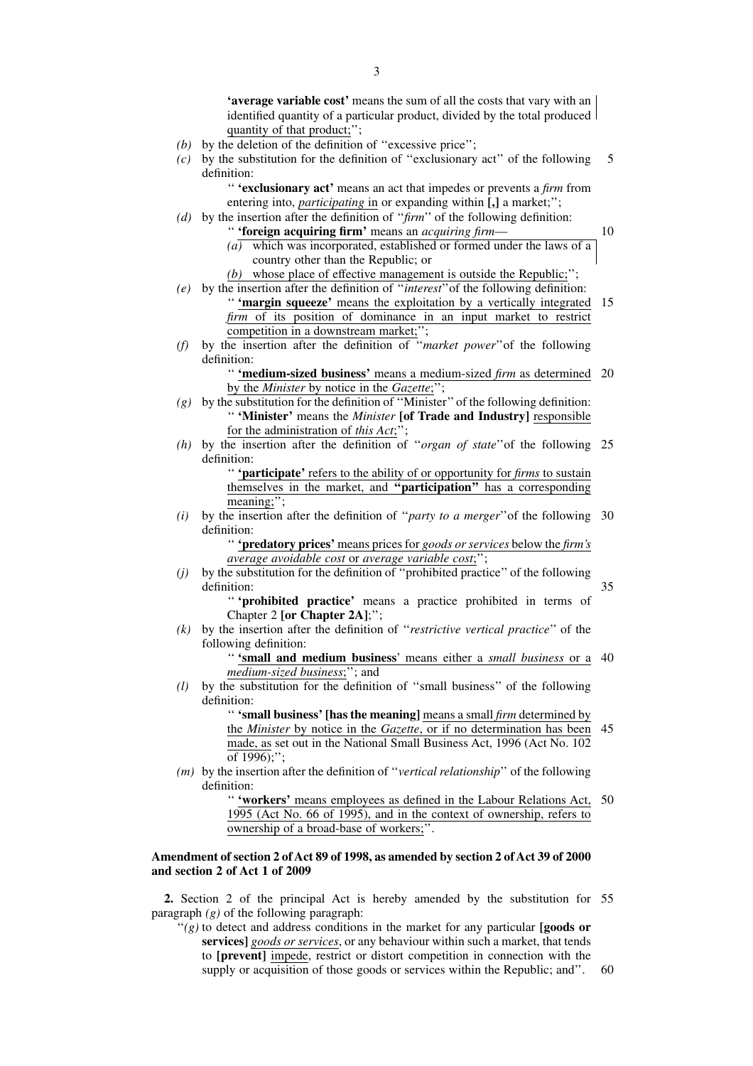**'average variable cost'** means the sum of all the costs that vary with an identified quantity of a particular product, divided by the total produced quantity of that product;'';

*(b)* by the deletion of the definition of ''excessive price'';

*(c)* by the substitution for the definition of ''exclusionary act'' of the following definition:

'' **'exclusionary act'** means an act that impedes or prevents a *firm* from entering into, *participating* in or expanding within **[,]** a market;'';

*(d)* by the insertion after the definition of ''*firm*'' of the following definition:

'' **'foreign acquiring firm'** means an *acquiring firm*—

*(a)* which was incorporated, established or formed under the laws of a country other than the Republic; or

*(b)* whose place of effective management is outside the Republic;'';

*(e)* by the insertion after the definition of ''*interest*''of the following definition:

'' **'margin squeeze'** means the exploitation by a vertically integrated *firm* of its position of dominance in an input market to restrict competition in a downstream market;'';

*(f)* by the insertion after the definition of ''*market power*''of the following definition:

'' **'medium-sized business'** means a medium-sized *firm* as determined by the *Minister* by notice in the *Gazette*;'';

*(g)* by the substitution for the definition of ''Minister'' of the following definition:

'' **'Minister'** means the *Minister* **[of Trade and Industry]** responsible for the administration of *this Act*;'';

*(h)* by the insertion after the definition of ''*organ of state*''of the following definition:

'' **'participate'** refers to the ability of or opportunity for *firms* to sustain themselves in the market, and **''participation''** has a corresponding meaning;'';

*(i)* by the insertion after the definition of ''*party to a merger*''of the following definition:

'' **'predatory prices'** means prices for *goods or services* below the *firm's average avoidable cost* or *average variable cost*;'';

*(j)* by the substitution for the definition of ''prohibited practice'' of the following definition:

'' **'prohibited practice'** means a practice prohibited in terms of Chapter 2 **[or Chapter 2A]**;'';

*(k)* by the insertion after the definition of ''*restrictive vertical practice*'' of the following definition:

'' **'small and medium business**' means either a *small business* or a *medium-sized business*;''; and

*(l)* by the substitution for the definition of ''small business'' of the following definition:

'' **'small business' [has the meaning]** means a small *firm* determined by the *Minister* by notice in the *Gazette*, or if no determination has been made, as set out in the National Small Business Act, 1996 (Act No. 102 of 1996);'';

*(m)* by the insertion after the definition of ''*vertical relationship*'' of the following definition:

'' **'workers'** means employees as defined in the Labour Relations Act, 1995 (Act No. 66 of 1995), and in the context of ownership, refers to ownership of a broad-base of workers;''.

**Amendment of section 2 of Act 89 of 1998, as amended by section 2 of Act 39 of 2000 and section 2 of Act 1 of 2009**

**2.** Section 2 of the principal Act is hereby amended by the substitution for paragraph *(g)* of the following paragraph:

''*(g)* to detect and address conditions in the market for any particular **[goods or services]** *goods or services*, or any behaviour within such a market, that tends to **[prevent]** impede, restrict or distort competition in connection with the supply or acquisition of those goods or services within the Republic; and''.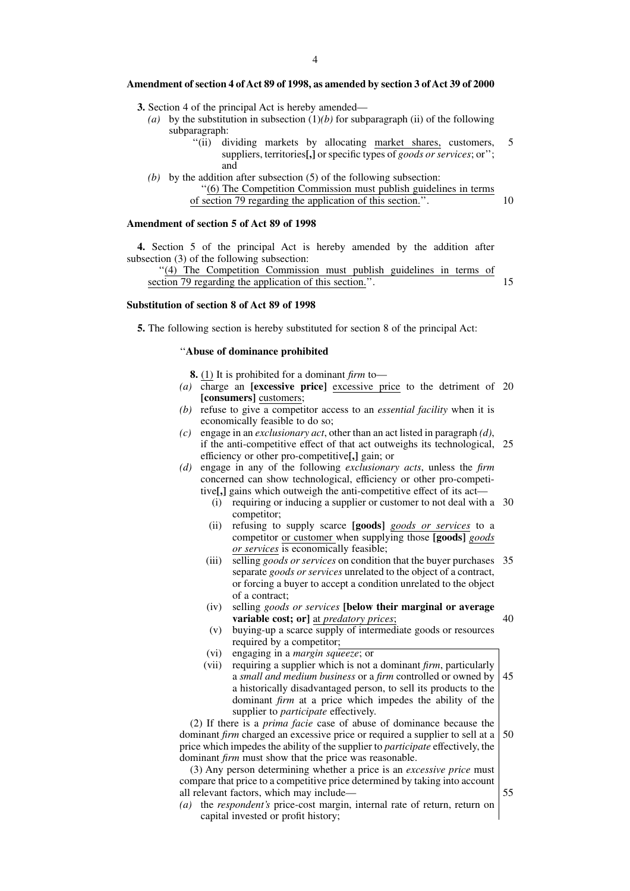**Amendment of section 4 of Act 89 of 1998, as amended by section 3 of Act 39 of 2000**

**3.** Section 4 of the principal Act is hereby amended—

*(a)* by the substitution in subsection (1)*(b)* for subparagraph (ii) of the following subparagraph:

''(ii) dividing markets by allocating <u>market shares,</u> customers, suppliers, territories**[,]** or specific types of *goods or services*; or''; and

*(b)* by the addition after subsection (5) of the following subsection:

''<u>(6) The Competition Commission must publish guidelines in terms of section 79 regarding the application of this section.</u>''.

**Amendment of section 5 of Act 89 of 1998**

**4.** Section 5 of the principal Act is hereby amended by the addition after subsection (3) of the following subsection:

''<u>(4) The Competition Commission must publish guidelines in terms of section 79 regarding the application of this section.</u>''.

**Substitution of section 8 of Act 89 of 1998**

**5.** The following section is hereby substituted for section 8 of the principal Act:

''**Abuse of dominance prohibited**

**8.** <u>(1)</u> It is prohibited for a dominant *firm* to—

*(a)* charge an **[excessive price]** <u>excessive price</u> to the detriment of **[consumers]** <u>customers</u>;

*(b)* refuse to give a competitor access to an *essential facility* when it is economically feasible to do so;

*(c)* engage in an *exclusionary act*, other than an act listed in paragraph *(d)*, if the anti-competitive effect of that act outweighs its technological, efficiency or other pro-competitive**[,]** gain; or

*(d)* engage in any of the following *exclusionary acts*, unless the *firm* concerned can show technological, efficiency or other pro-competitive**[,]** gains which outweigh the anti-competitive effect of its act—

(i) requiring or inducing a supplier or customer to not deal with a competitor;

(ii) refusing to supply scarce **[goods]** <u>*goods or services*</u> to a competitor <u>or customer</u> when supplying those **[goods]** <u>*goods or services*</u> is economically feasible;

(iii) selling *goods or services* on condition that the buyer purchases separate *goods or services* unrelated to the object of a contract, or forcing a buyer to accept a condition unrelated to the object of a contract;

(iv) selling *goods or services* **[below their marginal or average variable cost; or]** <u>at *predatory prices*</u>;

(v) buying-up a scarce supply of intermediate goods or resources required by a competitor;

(vi) engaging in a *margin squeeze*; or

(vii) requiring a supplier which is not a dominant *firm*, particularly a *small and medium business* or a *firm* controlled or owned by a historically disadvantaged person, to sell its products to the dominant *firm* at a price which impedes the ability of the supplier to *participate* effectively.

(2) If there is a *prima facie* case of abuse of dominance because the dominant *firm* charged an excessive price or required a supplier to sell at a price which impedes the ability of the supplier to *participate* effectively, the dominant *firm* must show that the price was reasonable.

(3) Any person determining whether a price is an *excessive price* must compare that price to a competitive price determined by taking into account all relevant factors, which may include—

*(a)* the *respondent's* price-cost margin, internal rate of return, return on capital invested or profit history;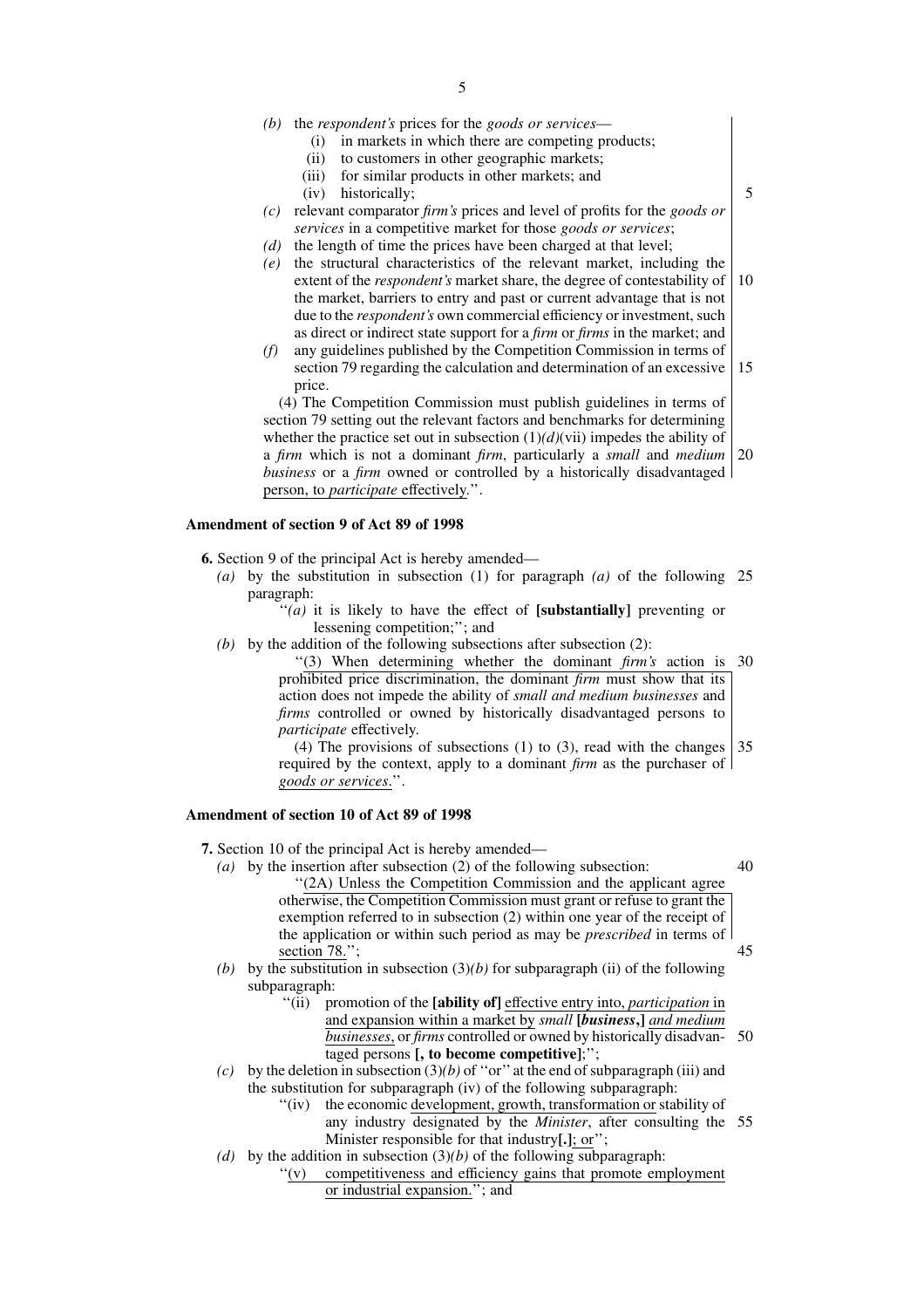*(b)* the *respondent's* prices for the *goods or services*—

(i) in markets in which there are competing products;

(ii) to customers in other geographic markets;

(iii) for similar products in other markets; and

(iv) historically;

*(c)* relevant comparator *firm's* prices and level of profits for the *goods or services* in a competitive market for those *goods or services*;

*(d)* the length of time the prices have been charged at that level;

*(e)* the structural characteristics of the relevant market, including the extent of the *respondent's* market share, the degree of contestability of the market, barriers to entry and past or current advantage that is not due to the *respondent's* own commercial efficiency or investment, such as direct or indirect state support for a *firm* or *firms* in the market; and

*(f)* any guidelines published by the Competition Commission in terms of section 79 regarding the calculation and determination of an excessive price.

(4) The Competition Commission must publish guidelines in terms of section 79 setting out the relevant factors and benchmarks for determining whether the practice set out in subsection (1)*(d)*(vii) impedes the ability of a *firm* which is not a dominant *firm*, particularly a *small* and *medium business* or a *firm* owned or controlled by a historically disadvantaged person, to *participate* effectively.''.

**Amendment of section 9 of Act 89 of 1998**

**6.** Section 9 of the principal Act is hereby amended—

*(a)* by the substitution in subsection (1) for paragraph *(a)* of the following paragraph:

''*(a)* it is likely to have the effect of **[substantially]** preventing or lessening competition;''; and

*(b)* by the addition of the following subsections after subsection (2):

''(3) When determining whether the dominant *firm's* action is prohibited price discrimination, the dominant *firm* must show that its action does not impede the ability of *small and medium businesses* and *firms* controlled or owned by historically disadvantaged persons to *participate* effectively.

(4) The provisions of subsections (1) to (3), read with the changes required by the context, apply to a dominant *firm* as the purchaser of *goods or services*.''.

**Amendment of section 10 of Act 89 of 1998**

**7.** Section 10 of the principal Act is hereby amended—

*(a)* by the insertion after subsection (2) of the following subsection:

''(2A) Unless the Competition Commission and the applicant agree otherwise, the Competition Commission must grant or refuse to grant the exemption referred to in subsection (2) within one year of the receipt of the application or within such period as may be *prescribed* in terms of section 78.'';

*(b)* by the substitution in subsection (3)*(b)* for subparagraph (ii) of the following subparagraph:

''(ii) promotion of the **[ability of]** effective entry into, *participation* in and expansion within a market by *small* **[*business*,]** *and medium businesses*, or *firms* controlled or owned by historically disadvantaged persons **[, to become competitive]**;'';

*(c)* by the deletion in subsection (3)*(b)* of ''or'' at the end of subparagraph (iii) and the substitution for subparagraph (iv) of the following subparagraph:

''(iv) the economic development, growth, transformation or stability of any industry designated by the *Minister*, after consulting the Minister responsible for that industry**[.]**; or'';

*(d)* by the addition in subsection (3)*(b)* of the following subparagraph:

''(v) competitiveness and efficiency gains that promote employment or industrial expansion.''; and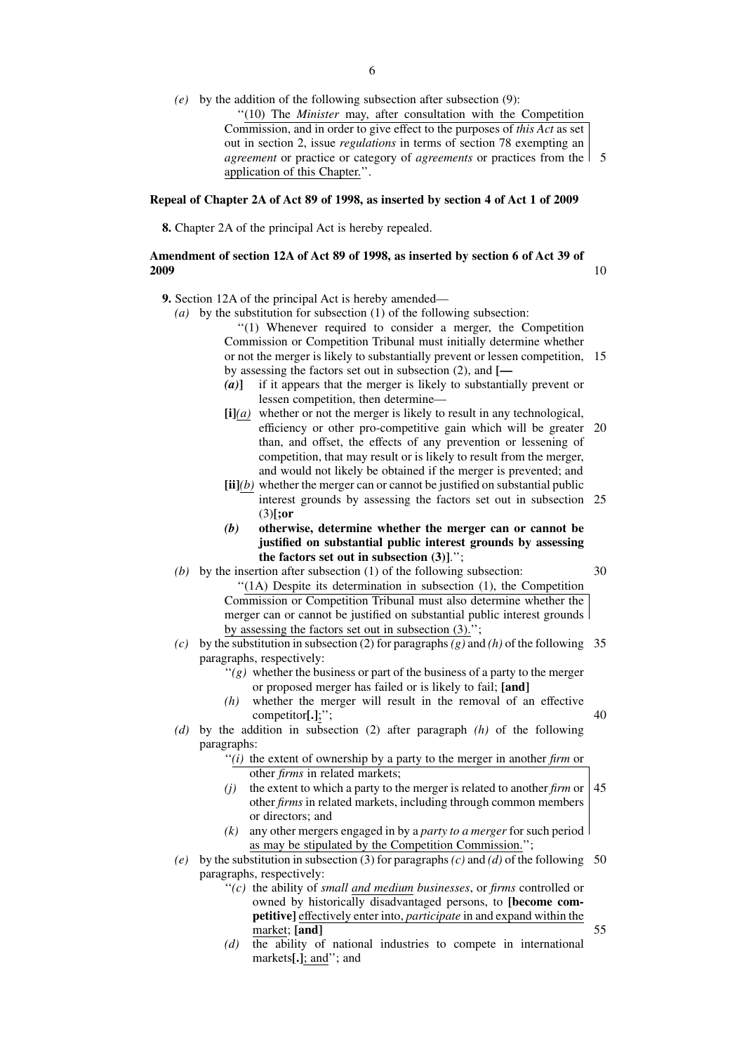*(e)* by the addition of the following subsection after subsection (9):

"(10) The *Minister* may, after consultation with the Competition Commission, and in order to give effect to the purposes of *this Act* as set out in section 2, issue *regulations* in terms of section 78 exempting an *agreement* or practice or category of *agreements* or practices from the application of this Chapter.".

**Repeal of Chapter 2A of Act 89 of 1998, as inserted by section 4 of Act 1 of 2009**

**8.** Chapter 2A of the principal Act is hereby repealed.

**Amendment of section 12A of Act 89 of 1998, as inserted by section 6 of Act 39 of 2009**

**9.** Section 12A of the principal Act is hereby amended—

*(a)* by the substitution for subsection (1) of the following subsection:

"(1) Whenever required to consider a merger, the Competition Commission or Competition Tribunal must initially determine whether or not the merger is likely to substantially prevent or lessen competition, by assessing the factors set out in subsection (2), and **[—**

***(a)*]** if it appears that the merger is likely to substantially prevent or lessen competition, then determine—

**[i]***(a)* whether or not the merger is likely to result in any technological, efficiency or other pro-competitive gain which will be greater than, and offset, the effects of any prevention or lessening of competition, that may result or is likely to result from the merger, and would not likely be obtained if the merger is prevented; and

**[ii]***(b)* whether the merger can or cannot be justified on substantial public interest grounds by assessing the factors set out in subsection (3)**[;or**

***(b)*** **otherwise, determine whether the merger can or cannot be justified on substantial public interest grounds by assessing the factors set out in subsection (3)]**.";

*(b)* by the insertion after subsection (1) of the following subsection:

"(1A) Despite its determination in subsection (1), the Competition Commission or Competition Tribunal must also determine whether the merger can or cannot be justified on substantial public interest grounds by assessing the factors set out in subsection (3).";

*(c)* by the substitution in subsection (2) for paragraphs *(g)* and *(h)* of the following paragraphs, respectively:

"*(g)* whether the business or part of the business of a party to the merger or proposed merger has failed or is likely to fail; **[and]**

*(h)* whether the merger will result in the removal of an effective competitor**[.]**;";

*(d)* by the addition in subsection (2) after paragraph *(h)* of the following paragraphs:

"*(i)* the extent of ownership by a party to the merger in another *firm* or other *firms* in related markets;

*(j)* the extent to which a party to the merger is related to another *firm* or other *firms* in related markets, including through common members or directors; and

*(k)* any other mergers engaged in by a *party to a merger* for such period as may be stipulated by the Competition Commission.";

*(e)* by the substitution in subsection (3) for paragraphs *(c)* and *(d)* of the following paragraphs, respectively:

"*(c)* the ability of *small and medium businesses*, or *firms* controlled or owned by historically disadvantaged persons, to **[become competitive]** effectively enter into, *participate* in and expand within the market; **[and]**

*(d)* the ability of national industries to compete in international markets**[.]**; and"; and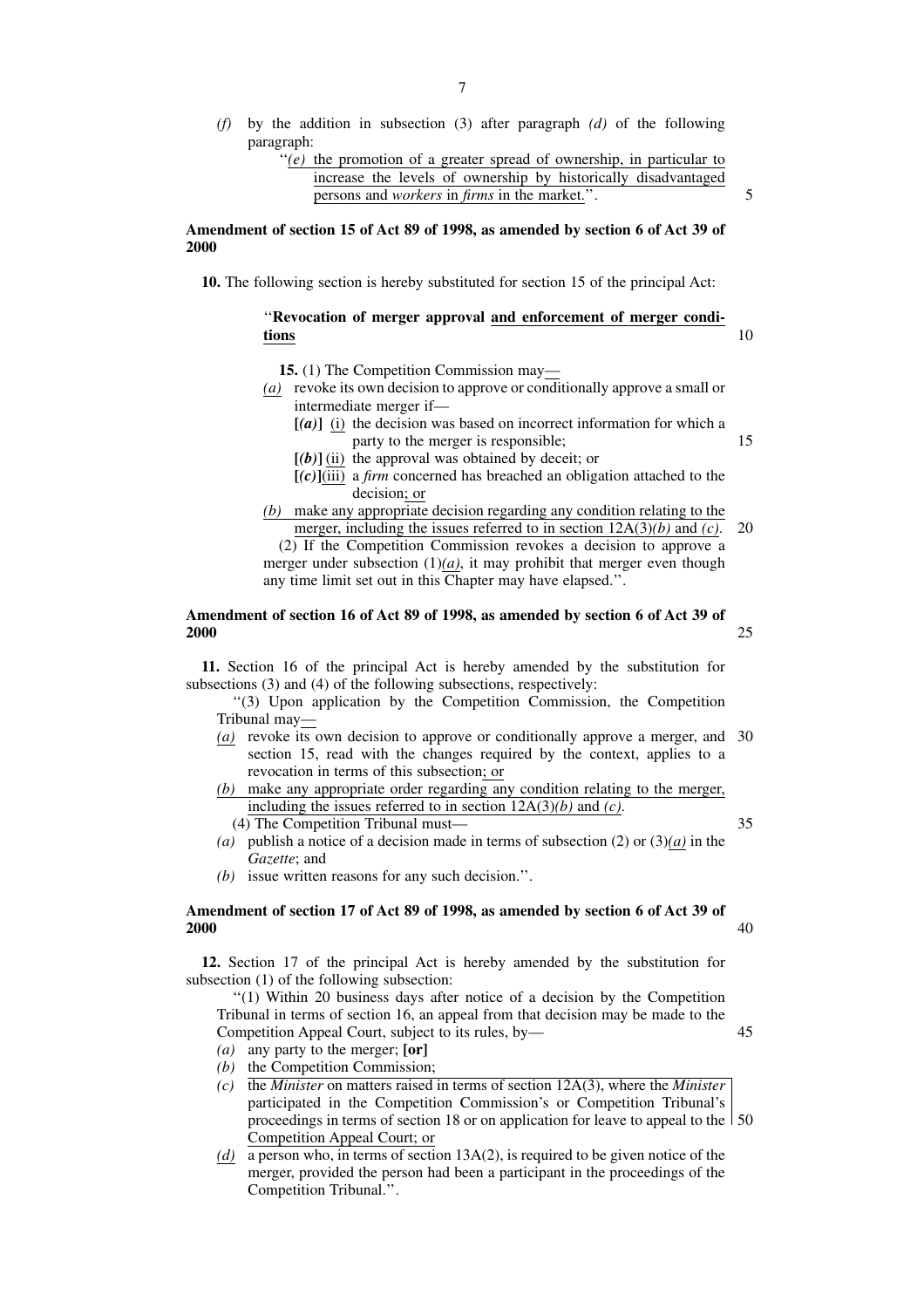*(f)* by the addition in subsection (3) after paragraph *(d)* of the following paragraph:

"*(e)* the promotion of a greater spread of ownership, in particular to increase the levels of ownership by historically disadvantaged persons and *workers* in *firms* in the market.".

**Amendment of section 15 of Act 89 of 1998, as amended by section 6 of Act 39 of 2000**

**10.** The following section is hereby substituted for section 15 of the principal Act:

"**Revocation of merger approval and enforcement of merger conditions**

**15.** (1) The Competition Commission may—

*(a)* revoke its own decision to approve or conditionally approve a small or intermediate merger if—

**[*(a)*]** (i) the decision was based on incorrect information for which a party to the merger is responsible;

**[*(b)*]** (ii) the approval was obtained by deceit; or

**[*(c)*]** (iii) a *firm* concerned has breached an obligation attached to the decision; or

*(b)* make any appropriate decision regarding any condition relating to the merger, including the issues referred to in section 12A(3)*(b)* and *(c)*.

(2) If the Competition Commission revokes a decision to approve a merger under subsection (1)*(a)*, it may prohibit that merger even though any time limit set out in this Chapter may have elapsed.".

**Amendment of section 16 of Act 89 of 1998, as amended by section 6 of Act 39 of 2000**

**11.** Section 16 of the principal Act is hereby amended by the substitution for subsections (3) and (4) of the following subsections, respectively:

"(3) Upon application by the Competition Commission, the Competition Tribunal may—

*(a)* revoke its own decision to approve or conditionally approve a merger, and section 15, read with the changes required by the context, applies to a revocation in terms of this subsection; or

*(b)* make any appropriate order regarding any condition relating to the merger, including the issues referred to in section 12A(3)*(b)* and *(c)*.

(4) The Competition Tribunal must—

*(a)* publish a notice of a decision made in terms of subsection (2) or (3)*(a)* in the *Gazette*; and

*(b)* issue written reasons for any such decision.".

**Amendment of section 17 of Act 89 of 1998, as amended by section 6 of Act 39 of 2000**

**12.** Section 17 of the principal Act is hereby amended by the substitution for subsection (1) of the following subsection:

"(1) Within 20 business days after notice of a decision by the Competition Tribunal in terms of section 16, an appeal from that decision may be made to the Competition Appeal Court, subject to its rules, by—

*(a)* any party to the merger; **[or]**

*(b)* the Competition Commission;

*(c)* the *Minister* on matters raised in terms of section 12A(3), where the *Minister* participated in the Competition Commission's or Competition Tribunal's proceedings in terms of section 18 or on application for leave to appeal to the Competition Appeal Court; or

*(d)* a person who, in terms of section 13A(2), is required to be given notice of the merger, provided the person had been a participant in the proceedings of the Competition Tribunal.".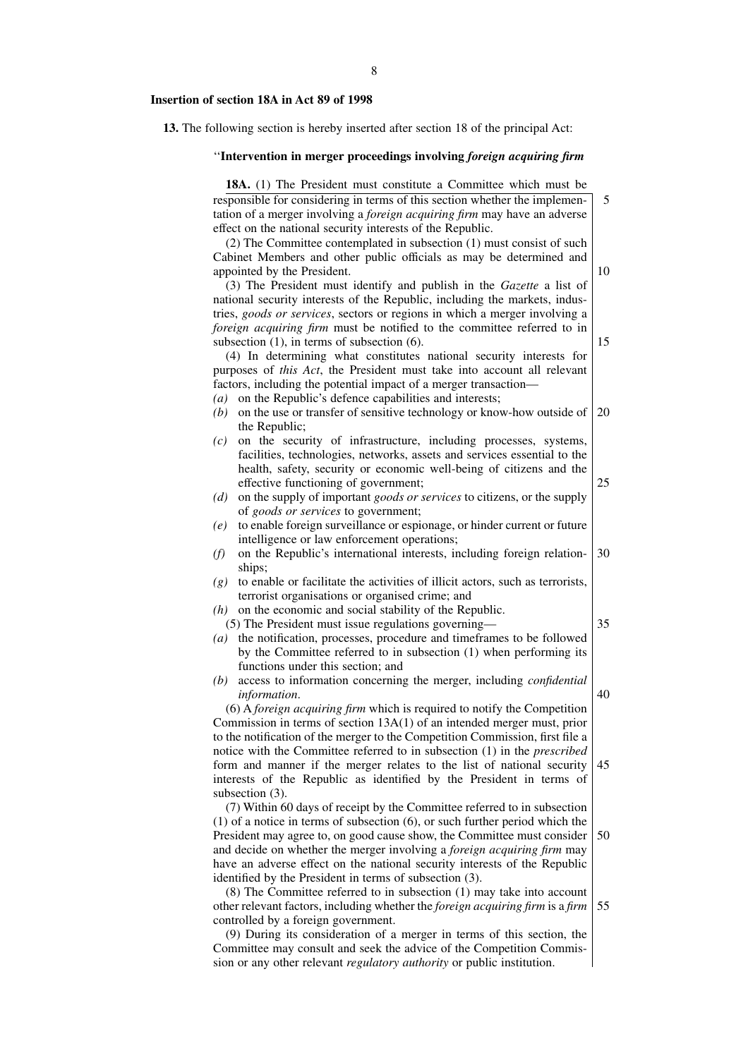**Insertion of section 18A in Act 89 of 1998**

**13.** The following section is hereby inserted after section 18 of the principal Act:

‘‘**Intervention in merger proceedings involving *foreign acquiring firm***

**18A.** (1) The President must constitute a Committee which must be responsible for considering in terms of this section whether the implementation of a merger involving a *foreign acquiring firm* may have an adverse effect on the national security interests of the Republic.

(2) The Committee contemplated in subsection (1) must consist of such Cabinet Members and other public officials as may be determined and appointed by the President.

(3) The President must identify and publish in the *Gazette* a list of national security interests of the Republic, including the markets, industries, *goods or services*, sectors or regions in which a merger involving a *foreign acquiring firm* must be notified to the committee referred to in subsection (1), in terms of subsection (6).

(4) In determining what constitutes national security interests for purposes of *this Act*, the President must take into account all relevant factors, including the potential impact of a merger transaction—

*(a)* on the Republic's defence capabilities and interests;

*(b)* on the use or transfer of sensitive technology or know-how outside of the Republic;

*(c)* on the security of infrastructure, including processes, systems, facilities, technologies, networks, assets and services essential to the health, safety, security or economic well-being of citizens and the effective functioning of government;

*(d)* on the supply of important *goods or services* to citizens, or the supply of *goods or services* to government;

*(e)* to enable foreign surveillance or espionage, or hinder current or future intelligence or law enforcement operations;

*(f)* on the Republic's international interests, including foreign relationships;

*(g)* to enable or facilitate the activities of illicit actors, such as terrorists, terrorist organisations or organised crime; and

*(h)* on the economic and social stability of the Republic.

(5) The President must issue regulations governing—

*(a)* the notification, processes, procedure and timeframes to be followed by the Committee referred to in subsection (1) when performing its functions under this section; and

*(b)* access to information concerning the merger, including *confidential information*.

(6) A *foreign acquiring firm* which is required to notify the Competition Commission in terms of section 13A(1) of an intended merger must, prior to the notification of the merger to the Competition Commission, first file a notice with the Committee referred to in subsection (1) in the *prescribed* form and manner if the merger relates to the list of national security interests of the Republic as identified by the President in terms of subsection (3).

(7) Within 60 days of receipt by the Committee referred to in subsection (1) of a notice in terms of subsection (6), or such further period which the President may agree to, on good cause show, the Committee must consider and decide on whether the merger involving a *foreign acquiring firm* may have an adverse effect on the national security interests of the Republic identified by the President in terms of subsection (3).

(8) The Committee referred to in subsection (1) may take into account other relevant factors, including whether the *foreign acquiring firm* is a *firm* controlled by a foreign government.

(9) During its consideration of a merger in terms of this section, the Committee may consult and seek the advice of the Competition Commission or any other relevant *regulatory authority* or public institution.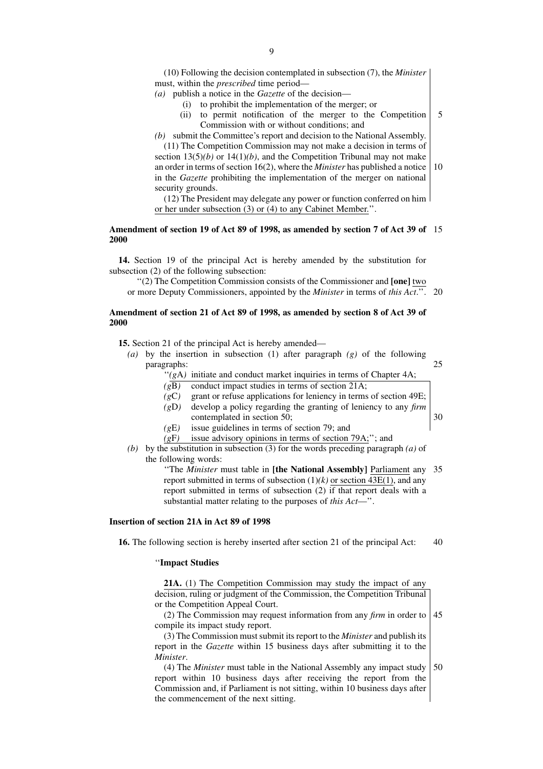(10) Following the decision contemplated in subsection (7), the *Minister* must, within the *prescribed* time period—

*(a)* publish a notice in the *Gazette* of the decision—

(i) to prohibit the implementation of the merger; or

(ii) to permit notification of the merger to the Competition Commission with or without conditions; and

*(b)* submit the Committee's report and decision to the National Assembly.

(11) The Competition Commission may not make a decision in terms of section 13(5)*(b)* or 14(1)*(b)*, and the Competition Tribunal may not make an order in terms of section 16(2), where the *Minister* has published a notice in the *Gazette* prohibiting the implementation of the merger on national security grounds.

(12) The President may delegate any power or function conferred on him or her under subsection (3) or (4) to any Cabinet Member.''.

**Amendment of section 19 of Act 89 of 1998, as amended by section 7 of Act 39 of 2000**

**14.** Section 19 of the principal Act is hereby amended by the substitution for subsection (2) of the following subsection:

''(2) The Competition Commission consists of the Commissioner and **[one]** two or more Deputy Commissioners, appointed by the *Minister* in terms of *this Act*.''.

**Amendment of section 21 of Act 89 of 1998, as amended by section 8 of Act 39 of 2000**

**15.** Section 21 of the principal Act is hereby amended—

*(a)* by the insertion in subsection (1) after paragraph *(g)* of the following paragraphs:

''*(g*A*)* initiate and conduct market inquiries in terms of Chapter 4A;

*(g*B*)* conduct impact studies in terms of section 21A;

*(g*C*)* grant or refuse applications for leniency in terms of section 49E;

*(g*D*)* develop a policy regarding the granting of leniency to any *firm* contemplated in section 50;

*(g*E*)* issue guidelines in terms of section 79; and

*(g*F*)* issue advisory opinions in terms of section 79A;''; and

*(b)* by the substitution in subsection (3) for the words preceding paragraph *(a)* of the following words:

''The *Minister* must table in **[the National Assembly]** Parliament any report submitted in terms of subsection (1)*(k)* or section 43E(1), and any report submitted in terms of subsection (2) if that report deals with a substantial matter relating to the purposes of *this Act*—''.

**Insertion of section 21A in Act 89 of 1998**

**16.** The following section is hereby inserted after section 21 of the principal Act:

''**Impact Studies**

**21A.** (1) The Competition Commission may study the impact of any decision, ruling or judgment of the Commission, the Competition Tribunal or the Competition Appeal Court.

(2) The Commission may request information from any *firm* in order to compile its impact study report.

(3) The Commission must submit its report to the *Minister* and publish its report in the *Gazette* within 15 business days after submitting it to the *Minister*.

(4) The *Minister* must table in the National Assembly any impact study report within 10 business days after receiving the report from the Commission and, if Parliament is not sitting, within 10 business days after the commencement of the next sitting.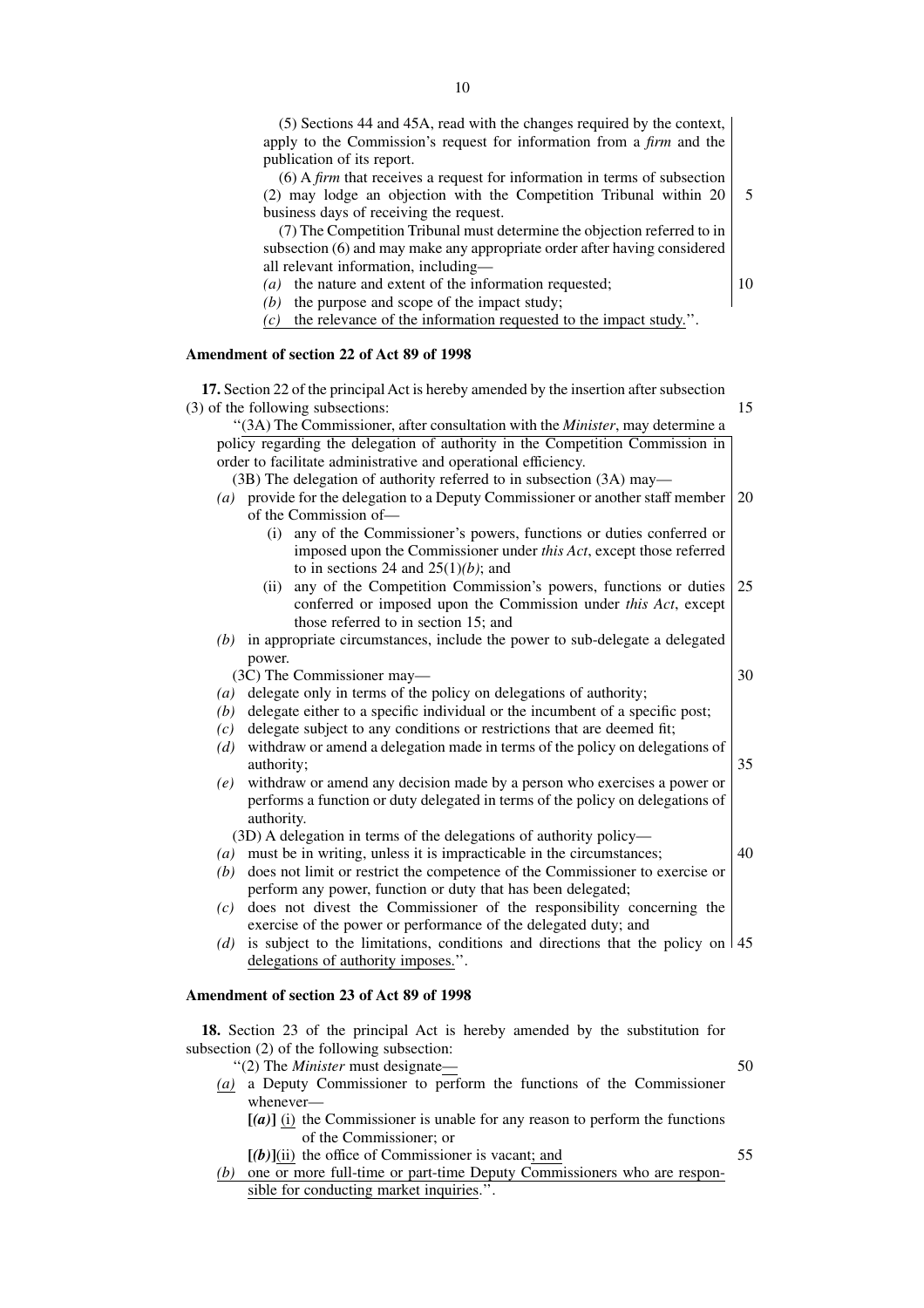(5) Sections 44 and 45A, read with the changes required by the context, apply to the Commission's request for information from a *firm* and the publication of its report.

(6) A *firm* that receives a request for information in terms of subsection (2) may lodge an objection with the Competition Tribunal within 20 business days of receiving the request.

(7) The Competition Tribunal must determine the objection referred to in subsection (6) and may make any appropriate order after having considered all relevant information, including—

*(a)* the nature and extent of the information requested;

*(b)* the purpose and scope of the impact study;

*(c)* the relevance of the information requested to the impact study.''.

**Amendment of section 22 of Act 89 of 1998**

**17.** Section 22 of the principal Act is hereby amended by the insertion after subsection (3) of the following subsections:

''(3A) The Commissioner, after consultation with the *Minister*, may determine a policy regarding the delegation of authority in the Competition Commission in order to facilitate administrative and operational efficiency.

(3B) The delegation of authority referred to in subsection (3A) may—

*(a)* provide for the delegation to a Deputy Commissioner or another staff member of the Commission of—

(i) any of the Commissioner's powers, functions or duties conferred or imposed upon the Commissioner under *this Act*, except those referred to in sections 24 and 25(1)*(b)*; and

(ii) any of the Competition Commission's powers, functions or duties conferred or imposed upon the Commission under *this Act*, except those referred to in section 15; and

*(b)* in appropriate circumstances, include the power to sub-delegate a delegated power.

(3C) The Commissioner may—

*(a)* delegate only in terms of the policy on delegations of authority;

*(b)* delegate either to a specific individual or the incumbent of a specific post;

*(c)* delegate subject to any conditions or restrictions that are deemed fit;

*(d)* withdraw or amend a delegation made in terms of the policy on delegations of authority;

*(e)* withdraw or amend any decision made by a person who exercises a power or performs a function or duty delegated in terms of the policy on delegations of authority.

(3D) A delegation in terms of the delegations of authority policy—

*(a)* must be in writing, unless it is impracticable in the circumstances;

*(b)* does not limit or restrict the competence of the Commissioner to exercise or perform any power, function or duty that has been delegated;

*(c)* does not divest the Commissioner of the responsibility concerning the exercise of the power or performance of the delegated duty; and

*(d)* is subject to the limitations, conditions and directions that the policy on delegations of authority imposes.''.

**Amendment of section 23 of Act 89 of 1998**

**18.** Section 23 of the principal Act is hereby amended by the substitution for subsection (2) of the following subsection:

''(2) The *Minister* must designate—

*(a)* a Deputy Commissioner to perform the functions of the Commissioner whenever—

**[*(a)*]** (i) the Commissioner is unable for any reason to perform the functions of the Commissioner; or

**[*(b)*]**(ii) the office of Commissioner is vacant; and

*(b)* one or more full-time or part-time Deputy Commissioners who are responsible for conducting market inquiries.''.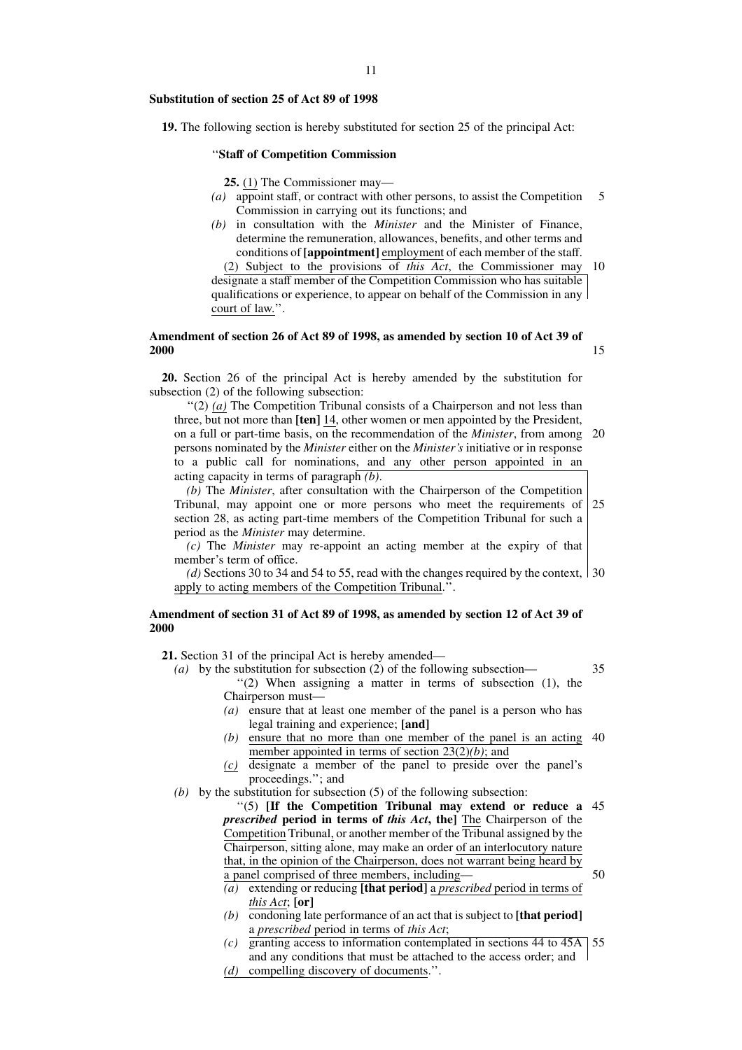**Substitution of section 25 of Act 89 of 1998**

**19.** The following section is hereby substituted for section 25 of the principal Act:

''**Staff of Competition Commission**

**25.** (1) The Commissioner may—

*(a)* appoint staff, or contract with other persons, to assist the Competition Commission in carrying out its functions; and

*(b)* in consultation with the *Minister* and the Minister of Finance, determine the remuneration, allowances, benefits, and other terms and conditions of **[appointment]** employment of each member of the staff.

(2) Subject to the provisions of *this Act*, the Commissioner may designate a staff member of the Competition Commission who has suitable qualifications or experience, to appear on behalf of the Commission in any court of law.''.

**Amendment of section 26 of Act 89 of 1998, as amended by section 10 of Act 39 of 2000**

**20.** Section 26 of the principal Act is hereby amended by the substitution for subsection (2) of the following subsection:

''(2) *(a)* The Competition Tribunal consists of a Chairperson and not less than three, but not more than **[ten]** 14, other women or men appointed by the President, on a full or part-time basis, on the recommendation of the *Minister*, from among persons nominated by the *Minister* either on the *Minister's* initiative or in response to a public call for nominations, and any other person appointed in an acting capacity in terms of paragraph *(b)*.

*(b)* The *Minister*, after consultation with the Chairperson of the Competition Tribunal, may appoint one or more persons who meet the requirements of section 28, as acting part-time members of the Competition Tribunal for such a period as the *Minister* may determine.

*(c)* The *Minister* may re-appoint an acting member at the expiry of that member's term of office.

*(d)* Sections 30 to 34 and 54 to 55, read with the changes required by the context, apply to acting members of the Competition Tribunal.''.

**Amendment of section 31 of Act 89 of 1998, as amended by section 12 of Act 39 of 2000**

**21.** Section 31 of the principal Act is hereby amended—

*(a)* by the substitution for subsection (2) of the following subsection—

''(2) When assigning a matter in terms of subsection (1), the Chairperson must—

*(a)* ensure that at least one member of the panel is a person who has legal training and experience; **[and]**

*(b)* ensure that no more than one member of the panel is an acting member appointed in terms of section 23(2)*(b)*; and

*(c)* designate a member of the panel to preside over the panel's proceedings.''; and

*(b)* by the substitution for subsection (5) of the following subsection:

''(5) **[If the Competition Tribunal may extend or reduce a *prescribed* period in terms of *this Act*, the]** The Chairperson of the Competition Tribunal, or another member of the Tribunal assigned by the Chairperson, sitting alone, may make an order of an interlocutory nature that, in the opinion of the Chairperson, does not warrant being heard by a panel comprised of three members, including—

*(a)* extending or reducing **[that period]** a *prescribed* period in terms of *this Act*; **[or]**

*(b)* condoning late performance of an act that is subject to **[that period]** a *prescribed* period in terms of *this Act*;

*(c)* granting access to information contemplated in sections 44 to 45A and any conditions that must be attached to the access order; and

*(d)* compelling discovery of documents.''.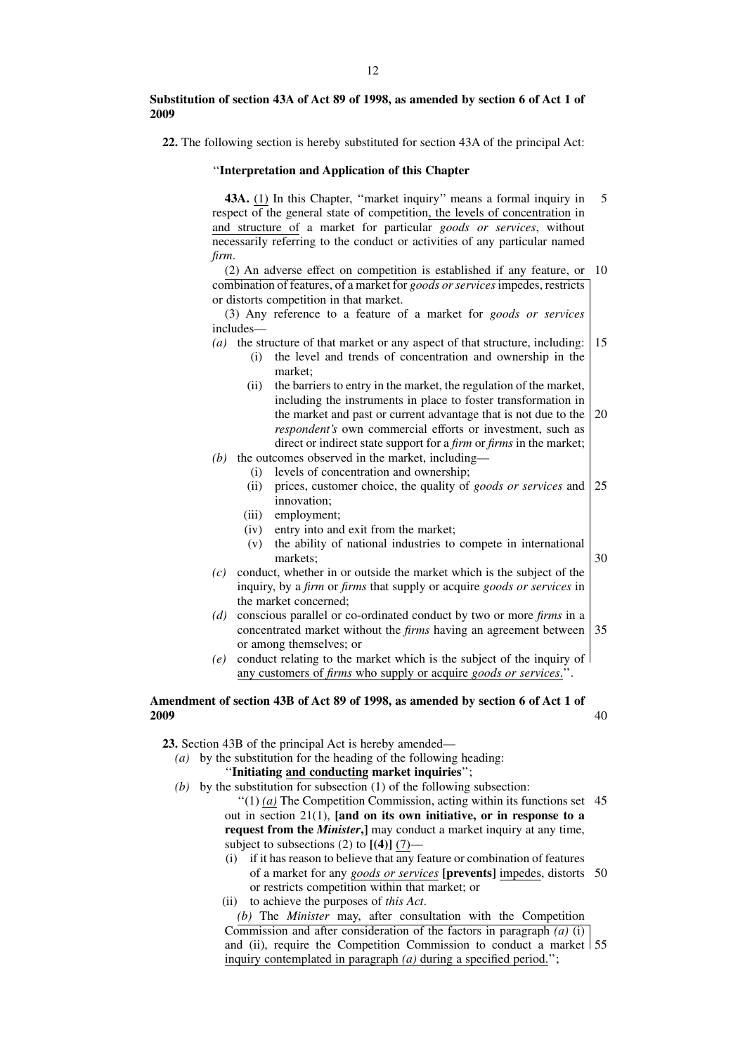**Substitution of section 43A of Act 89 of 1998, as amended by section 6 of Act 1 of 2009**

**22.** The following section is hereby substituted for section 43A of the principal Act:

''**Interpretation and Application of this Chapter**

**43A.** (1) In this Chapter, ''market inquiry'' means a formal inquiry in respect of the general state of competition, the levels of concentration in and structure of a market for particular *goods or services*, without necessarily referring to the conduct or activities of any particular named *firm*.

(2) An adverse effect on competition is established if any feature, or combination of features, of a market for *goods or services* impedes, restricts or distorts competition in that market.

(3) Any reference to a feature of a market for *goods or services* includes—

*(a)* the structure of that market or any aspect of that structure, including:
   - (i) the level and trends of concentration and ownership in the market;
   - (ii) the barriers to entry in the market, the regulation of the market, including the instruments in place to foster transformation in the market and past or current advantage that is not due to the *respondent's* own commercial efforts or investment, such as direct or indirect state support for a *firm* or *firms* in the market;

*(b)* the outcomes observed in the market, including—
   - (i) levels of concentration and ownership;
   - (ii) prices, customer choice, the quality of *goods or services* and innovation;
   - (iii) employment;
   - (iv) entry into and exit from the market;
   - (v) the ability of national industries to compete in international markets;

*(c)* conduct, whether in or outside the market which is the subject of the inquiry, by a *firm* or *firms* that supply or acquire *goods or services* in the market concerned;

*(d)* conscious parallel or co-ordinated conduct by two or more *firms* in a concentrated market without the *firms* having an agreement between or among themselves; or

*(e)* conduct relating to the market which is the subject of the inquiry of any customers of *firms* who supply or acquire *goods or services*.''.

**Amendment of section 43B of Act 89 of 1998, as amended by section 6 of Act 1 of 2009**

**23.** Section 43B of the principal Act is hereby amended—

*(a)* by the substitution for the heading of the following heading:

''**Initiating and conducting market inquiries**'';

*(b)* by the substitution for subsection (1) of the following subsection:

''(1) *(a)* The Competition Commission, acting within its functions set out in section 21(1), **[and on its own initiative, or in response to a request from the *Minister*,]** may conduct a market inquiry at any time, subject to subsections (2) to **[(4)]** (7)—

   - (i) if it has reason to believe that any feature or combination of features of a market for any *goods or services* **[prevents]** impedes, distorts or restricts competition within that market; or
   - (ii) to achieve the purposes of *this Act*.

*(b)* The *Minister* may, after consultation with the Competition Commission and after consideration of the factors in paragraph *(a)* (i) and (ii), require the Competition Commission to conduct a market inquiry contemplated in paragraph *(a)* during a specified period.'';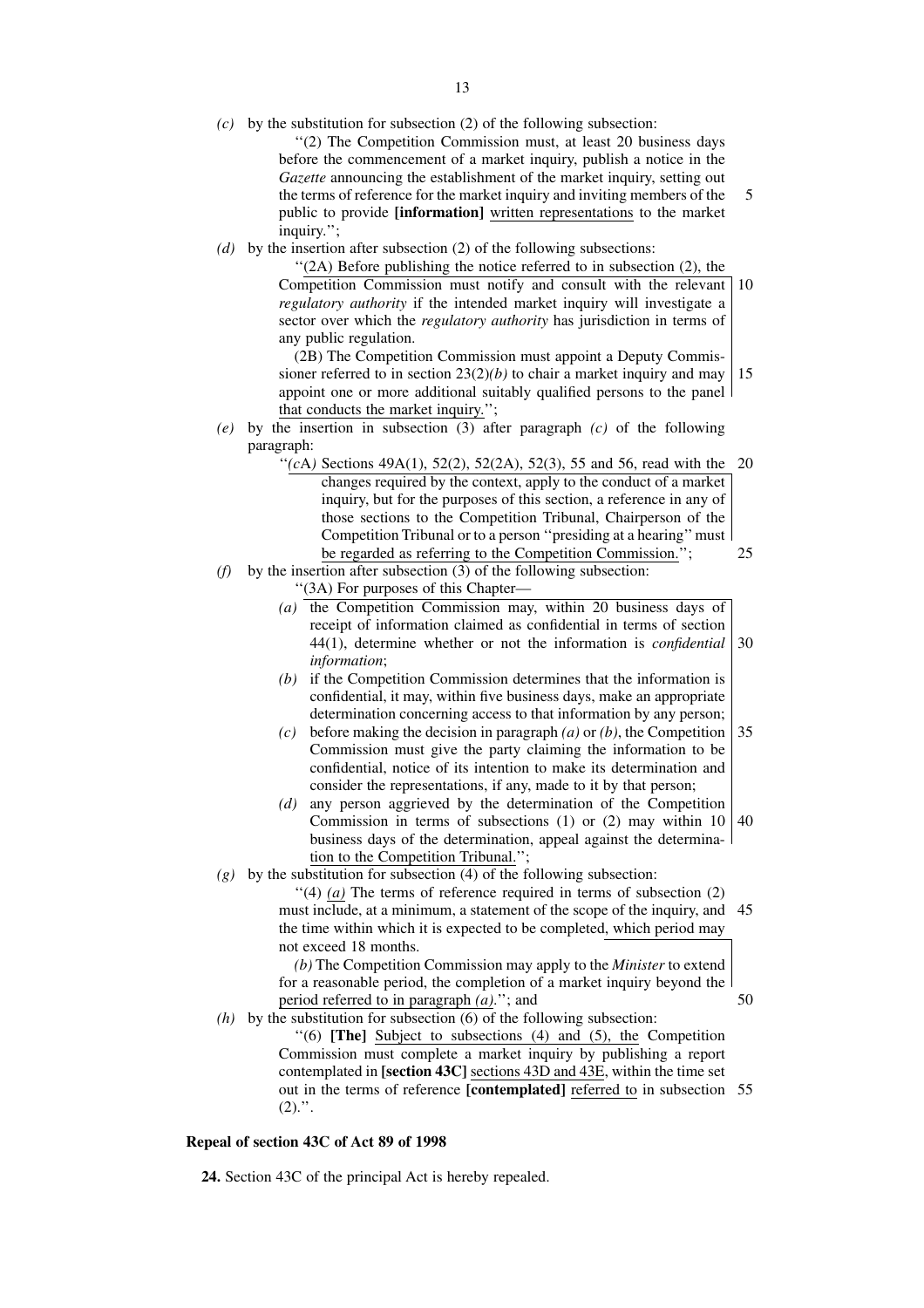*(c)* by the substitution for subsection (2) of the following subsection:

''(2) The Competition Commission must, at least 20 business days before the commencement of a market inquiry, publish a notice in the *Gazette* announcing the establishment of the market inquiry, setting out the terms of reference for the market inquiry and inviting members of the public to provide **[information]** written representations to the market inquiry.'';

*(d)* by the insertion after subsection (2) of the following subsections:

''(2A) Before publishing the notice referred to in subsection (2), the Competition Commission must notify and consult with the relevant *regulatory authority* if the intended market inquiry will investigate a sector over which the *regulatory authority* has jurisdiction in terms of any public regulation.

(2B) The Competition Commission must appoint a Deputy Commissioner referred to in section 23(2)*(b)* to chair a market inquiry and may appoint one or more additional suitably qualified persons to the panel that conducts the market inquiry.'';

*(e)* by the insertion in subsection (3) after paragraph *(c)* of the following paragraph:

''*(c*A*)* Sections 49A(1), 52(2), 52(2A), 52(3), 55 and 56, read with the changes required by the context, apply to the conduct of a market inquiry, but for the purposes of this section, a reference in any of those sections to the Competition Tribunal, Chairperson of the Competition Tribunal or to a person ''presiding at a hearing'' must be regarded as referring to the Competition Commission.'';

*(f)* by the insertion after subsection (3) of the following subsection:

''(3A) For purposes of this Chapter—

*(a)* the Competition Commission may, within 20 business days of receipt of information claimed as confidential in terms of section 44(1), determine whether or not the information is *confidential information*;

*(b)* if the Competition Commission determines that the information is confidential, it may, within five business days, make an appropriate determination concerning access to that information by any person;

*(c)* before making the decision in paragraph *(a)* or *(b)*, the Competition Commission must give the party claiming the information to be confidential, notice of its intention to make its determination and consider the representations, if any, made to it by that person;

*(d)* any person aggrieved by the determination of the Competition Commission in terms of subsections (1) or (2) may within 10 business days of the determination, appeal against the determination to the Competition Tribunal.'';

*(g)* by the substitution for subsection (4) of the following subsection:

''(4) *(a)* The terms of reference required in terms of subsection (2) must include, at a minimum, a statement of the scope of the inquiry, and the time within which it is expected to be completed, which period may not exceed 18 months.

*(b)* The Competition Commission may apply to the *Minister* to extend for a reasonable period, the completion of a market inquiry beyond the period referred to in paragraph *(a)*.''; and

*(h)* by the substitution for subsection (6) of the following subsection:

''(6) **[The]** Subject to subsections (4) and (5), the Competition Commission must complete a market inquiry by publishing a report contemplated in **[section 43C]** sections 43D and 43E, within the time set out in the terms of reference **[contemplated]** referred to in subsection (2).''.

**Repeal of section 43C of Act 89 of 1998**

**24.** Section 43C of the principal Act is hereby repealed.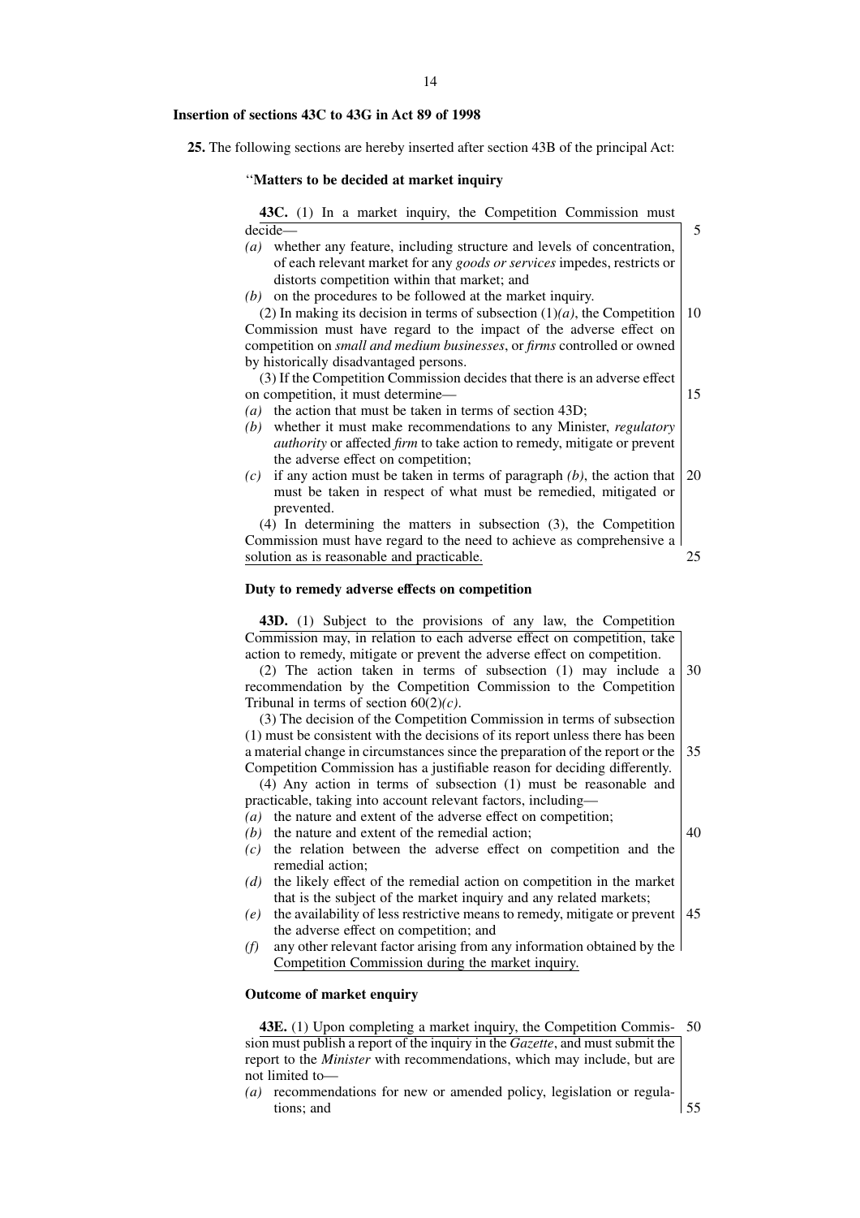**Insertion of sections 43C to 43G in Act 89 of 1998**

**25.** The following sections are hereby inserted after section 43B of the principal Act:

''**Matters to be decided at market inquiry**

**43C.** (1) In a market inquiry, the Competition Commission must decide—

*(a)* whether any feature, including structure and levels of concentration, of each relevant market for any *goods or services* impedes, restricts or distorts competition within that market; and

*(b)* on the procedures to be followed at the market inquiry.

(2) In making its decision in terms of subsection (1)*(a)*, the Competition Commission must have regard to the impact of the adverse effect on competition on *small and medium businesses*, or *firms* controlled or owned by historically disadvantaged persons.

(3) If the Competition Commission decides that there is an adverse effect on competition, it must determine—

*(a)* the action that must be taken in terms of section 43D;

*(b)* whether it must make recommendations to any Minister, *regulatory authority* or affected *firm* to take action to remedy, mitigate or prevent the adverse effect on competition;

*(c)* if any action must be taken in terms of paragraph *(b)*, the action that must be taken in respect of what must be remedied, mitigated or prevented.

(4) In determining the matters in subsection (3), the Competition Commission must have regard to the need to achieve as comprehensive a solution as is reasonable and practicable.

**Duty to remedy adverse effects on competition**

**43D.** (1) Subject to the provisions of any law, the Competition Commission may, in relation to each adverse effect on competition, take action to remedy, mitigate or prevent the adverse effect on competition.

(2) The action taken in terms of subsection (1) may include a recommendation by the Competition Commission to the Competition Tribunal in terms of section 60(2)*(c)*.

(3) The decision of the Competition Commission in terms of subsection (1) must be consistent with the decisions of its report unless there has been a material change in circumstances since the preparation of the report or the Competition Commission has a justifiable reason for deciding differently.

(4) Any action in terms of subsection (1) must be reasonable and practicable, taking into account relevant factors, including—

*(a)* the nature and extent of the adverse effect on competition;

*(b)* the nature and extent of the remedial action;

*(c)* the relation between the adverse effect on competition and the remedial action;

*(d)* the likely effect of the remedial action on competition in the market that is the subject of the market inquiry and any related markets;

*(e)* the availability of less restrictive means to remedy, mitigate or prevent the adverse effect on competition; and

*(f)* any other relevant factor arising from any information obtained by the Competition Commission during the market inquiry.

**Outcome of market enquiry**

**43E.** (1) Upon completing a market inquiry, the Competition Commission must publish a report of the inquiry in the *Gazette*, and must submit the report to the *Minister* with recommendations, which may include, but are not limited to—

*(a)* recommendations for new or amended policy, legislation or regulations; and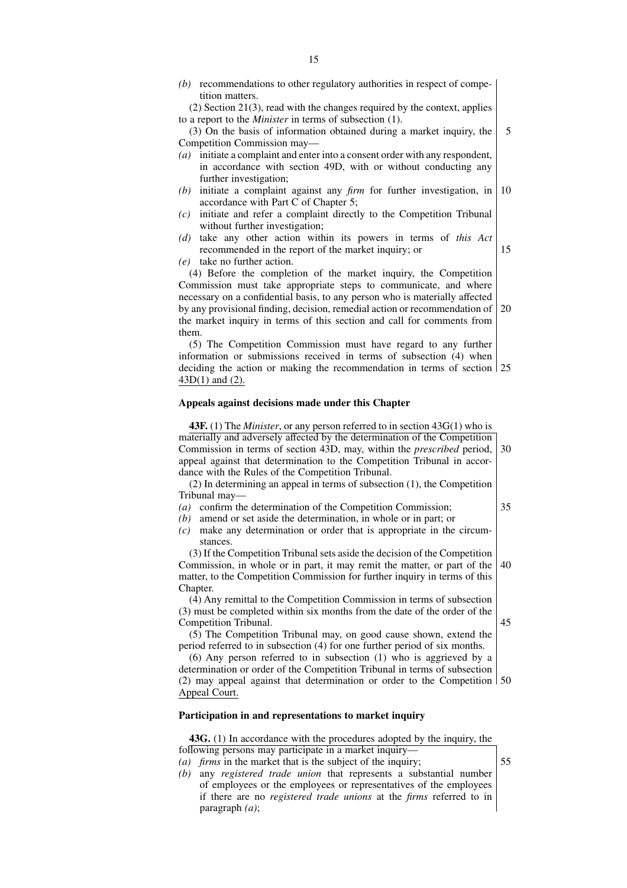*(b)* recommendations to other regulatory authorities in respect of competition matters.

(2) Section 21(3), read with the changes required by the context, applies to a report to the *Minister* in terms of subsection (1).

(3) On the basis of information obtained during a market inquiry, the Competition Commission may—

*(a)* initiate a complaint and enter into a consent order with any respondent, in accordance with section 49D, with or without conducting any further investigation;

*(b)* initiate a complaint against any *firm* for further investigation, in accordance with Part C of Chapter 5;

*(c)* initiate and refer a complaint directly to the Competition Tribunal without further investigation;

*(d)* take any other action within its powers in terms of *this Act* recommended in the report of the market inquiry; or

*(e)* take no further action.

(4) Before the completion of the market inquiry, the Competition Commission must take appropriate steps to communicate, and where necessary on a confidential basis, to any person who is materially affected by any provisional finding, decision, remedial action or recommendation of the market inquiry in terms of this section and call for comments from them.

(5) The Competition Commission must have regard to any further information or submissions received in terms of subsection (4) when deciding the action or making the recommendation in terms of section 43D(1) and (2).

**Appeals against decisions made under this Chapter**

**43F.** (1) The *Minister*, or any person referred to in section 43G(1) who is materially and adversely affected by the determination of the Competition Commission in terms of section 43D, may, within the *prescribed* period, appeal against that determination to the Competition Tribunal in accordance with the Rules of the Competition Tribunal.

(2) In determining an appeal in terms of subsection (1), the Competition Tribunal may—

*(a)* confirm the determination of the Competition Commission;

*(b)* amend or set aside the determination, in whole or in part; or

*(c)* make any determination or order that is appropriate in the circumstances.

(3) If the Competition Tribunal sets aside the decision of the Competition Commission, in whole or in part, it may remit the matter, or part of the matter, to the Competition Commission for further inquiry in terms of this Chapter.

(4) Any remittal to the Competition Commission in terms of subsection (3) must be completed within six months from the date of the order of the Competition Tribunal.

(5) The Competition Tribunal may, on good cause shown, extend the period referred to in subsection (4) for one further period of six months.

(6) Any person referred to in subsection (1) who is aggrieved by a determination or order of the Competition Tribunal in terms of subsection (2) may appeal against that determination or order to the Competition Appeal Court.

**Participation in and representations to market inquiry**

**43G.** (1) In accordance with the procedures adopted by the inquiry, the following persons may participate in a market inquiry—

*(a)* *firms* in the market that is the subject of the inquiry;

*(b)* any *registered trade union* that represents a substantial number of employees or the employees or representatives of the employees if there are no *registered trade unions* at the *firms* referred to in paragraph *(a)*;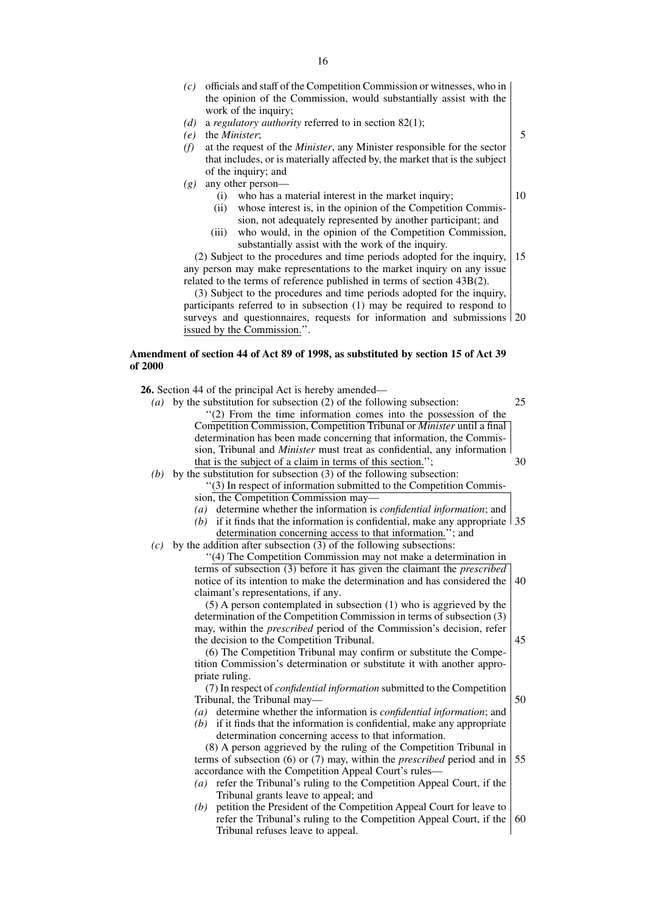*(c)* officials and staff of the Competition Commission or witnesses, who in the opinion of the Commission, would substantially assist with the work of the inquiry;

*(d)* a *regulatory authority* referred to in section 82(1);

*(e)* the *Minister*;

*(f)* at the request of the *Minister*, any Minister responsible for the sector that includes, or is materially affected by, the market that is the subject of the inquiry; and

*(g)* any other person—

(i) who has a material interest in the market inquiry;

(ii) whose interest is, in the opinion of the Competition Commission, not adequately represented by another participant; and

(iii) who would, in the opinion of the Competition Commission, substantially assist with the work of the inquiry.

(2) Subject to the procedures and time periods adopted for the inquiry, any person may make representations to the market inquiry on any issue related to the terms of reference published in terms of section 43B(2).

(3) Subject to the procedures and time periods adopted for the inquiry, participants referred to in subsection (1) may be required to respond to surveys and questionnaires, requests for information and submissions issued by the Commission.''.

**Amendment of section 44 of Act 89 of 1998, as substituted by section 15 of Act 39 of 2000**

**26.** Section 44 of the principal Act is hereby amended—

*(a)* by the substitution for subsection (2) of the following subsection:

''(2) From the time information comes into the possession of the Competition Commission, Competition Tribunal or *Minister* until a final determination has been made concerning that information, the Commission, Tribunal and *Minister* must treat as confidential, any information that is the subject of a claim in terms of this section.'';

*(b)* by the substitution for subsection (3) of the following subsection:

''(3) In respect of information submitted to the Competition Commission, the Competition Commission may—

*(a)* determine whether the information is *confidential information*; and

*(b)* if it finds that the information is confidential, make any appropriate determination concerning access to that information.''; and

*(c)* by the addition after subsection (3) of the following subsections:

''(4) The Competition Commission may not make a determination in terms of subsection (3) before it has given the claimant the *prescribed* notice of its intention to make the determination and has considered the claimant's representations, if any.

(5) A person contemplated in subsection (1) who is aggrieved by the determination of the Competition Commission in terms of subsection (3) may, within the *prescribed* period of the Commission's decision, refer the decision to the Competition Tribunal.

(6) The Competition Tribunal may confirm or substitute the Competition Commission's determination or substitute it with another appropriate ruling.

(7) In respect of *confidential information* submitted to the Competition Tribunal, the Tribunal may—

*(a)* determine whether the information is *confidential information*; and

*(b)* if it finds that the information is confidential, make any appropriate determination concerning access to that information.

(8) A person aggrieved by the ruling of the Competition Tribunal in terms of subsection (6) or (7) may, within the *prescribed* period and in accordance with the Competition Appeal Court's rules—

*(a)* refer the Tribunal's ruling to the Competition Appeal Court, if the Tribunal grants leave to appeal; and

*(b)* petition the President of the Competition Appeal Court for leave to refer the Tribunal's ruling to the Competition Appeal Court, if the Tribunal refuses leave to appeal.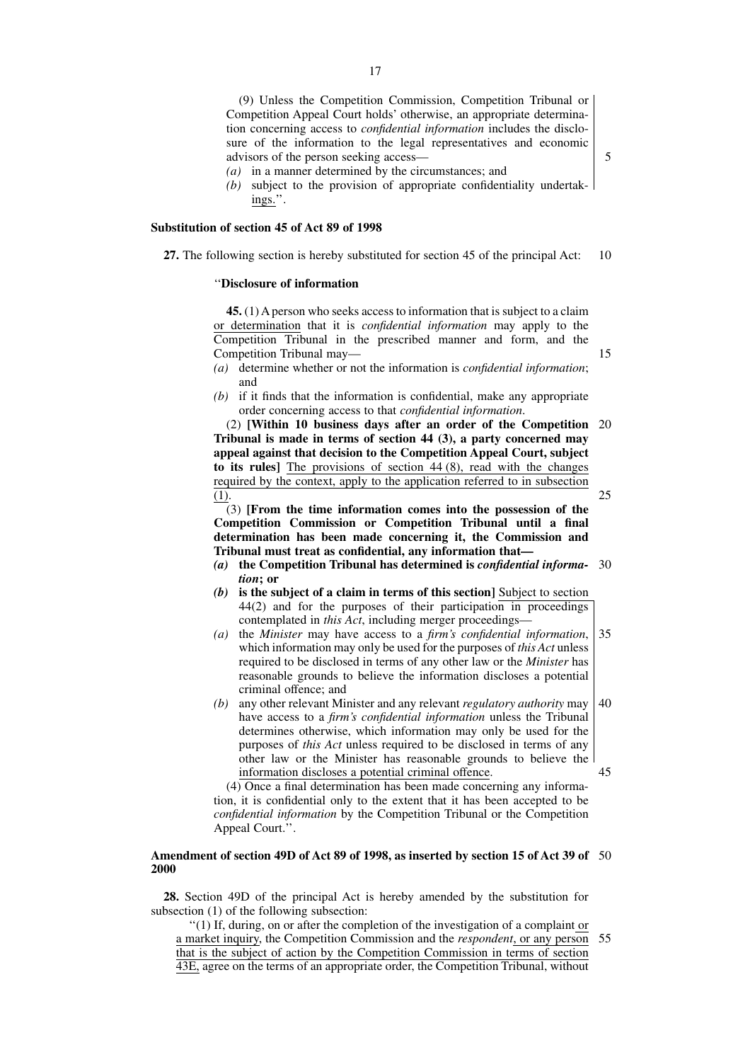(9) Unless the Competition Commission, Competition Tribunal or Competition Appeal Court holds' otherwise, an appropriate determination concerning access to *confidential information* includes the disclosure of the information to the legal representatives and economic advisors of the person seeking access—

*(a)* in a manner determined by the circumstances; and

*(b)* subject to the provision of appropriate confidentiality undertakings.''.

**Substitution of section 45 of Act 89 of 1998**

**27.** The following section is hereby substituted for section 45 of the principal Act:

''**Disclosure of information**

**45.** (1) A person who seeks access to information that is subject to a claim or determination that it is *confidential information* may apply to the Competition Tribunal in the prescribed manner and form, and the Competition Tribunal may—

*(a)* determine whether or not the information is *confidential information*; and

*(b)* if it finds that the information is confidential, make any appropriate order concerning access to that *confidential information*.

(2) **[Within 10 business days after an order of the Competition Tribunal is made in terms of section 44 (3), a party concerned may appeal against that decision to the Competition Appeal Court, subject to its rules]** The provisions of section 44 (8), read with the changes required by the context, apply to the application referred to in subsection (1).

(3) **[From the time information comes into the possession of the Competition Commission or Competition Tribunal until a final determination has been made concerning it, the Commission and Tribunal must treat as confidential, any information that—**

***(a)* the Competition Tribunal has determined is *confidential information*; or**

***(b)* is the subject of a claim in terms of this section]** Subject to section 44(2) and for the purposes of their participation in proceedings contemplated in *this Act*, including merger proceedings—

*(a)* the *Minister* may have access to a *firm's confidential information*, which information may only be used for the purposes of *this Act* unless required to be disclosed in terms of any other law or the *Minister* has reasonable grounds to believe the information discloses a potential criminal offence; and

*(b)* any other relevant Minister and any relevant *regulatory authority* may have access to a *firm's confidential information* unless the Tribunal determines otherwise, which information may only be used for the purposes of *this Act* unless required to be disclosed in terms of any other law or the Minister has reasonable grounds to believe the information discloses a potential criminal offence.

(4) Once a final determination has been made concerning any information, it is confidential only to the extent that it has been accepted to be *confidential information* by the Competition Tribunal or the Competition Appeal Court.''.

**Amendment of section 49D of Act 89 of 1998, as inserted by section 15 of Act 39 of 2000**

**28.** Section 49D of the principal Act is hereby amended by the substitution for subsection (1) of the following subsection:

''(1) If, during, on or after the completion of the investigation of a complaint or a market inquiry, the Competition Commission and the *respondent*, or any person that is the subject of action by the Competition Commission in terms of section 43E, agree on the terms of an appropriate order, the Competition Tribunal, without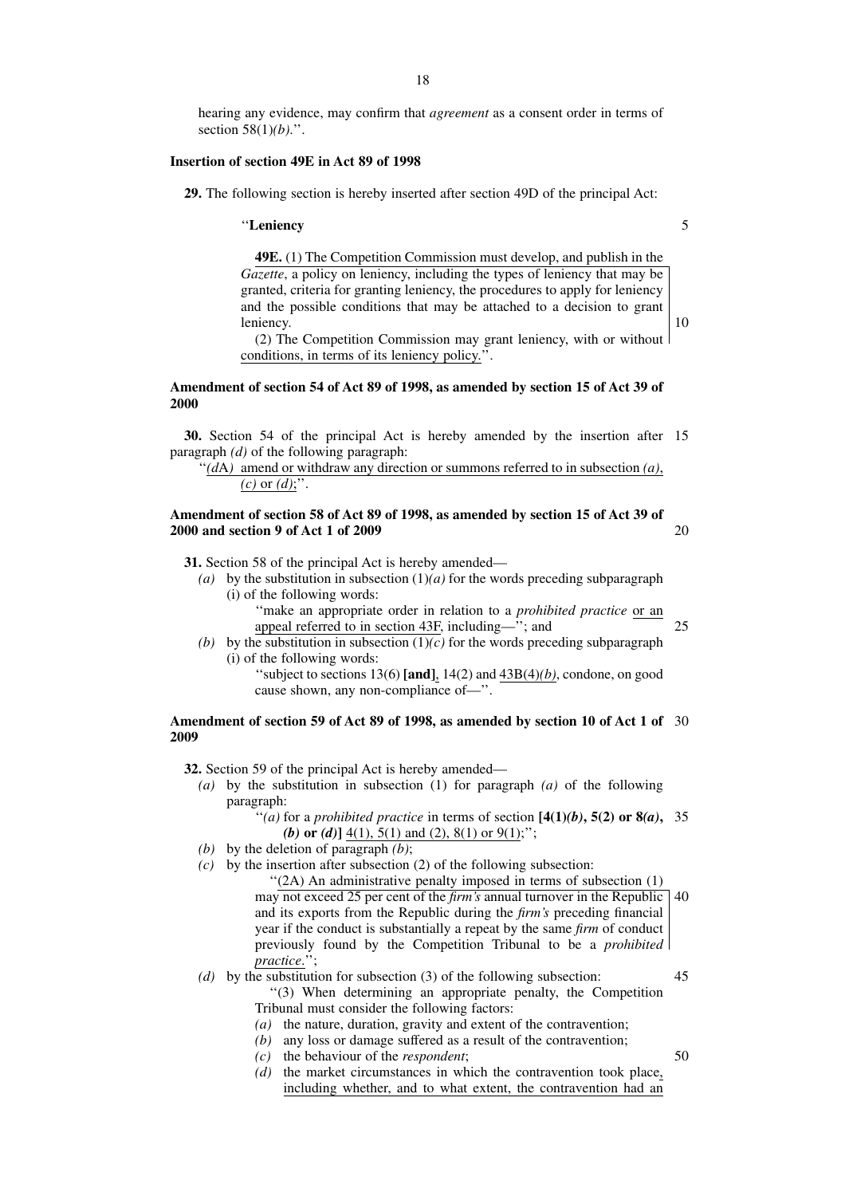hearing any evidence, may confirm that *agreement* as a consent order in terms of section 58(1)*(b)*.''.

**Insertion of section 49E in Act 89 of 1998**

**29.** The following section is hereby inserted after section 49D of the principal Act:

''**Leniency**

**49E.** (1) The Competition Commission must develop, and publish in the *Gazette*, a policy on leniency, including the types of leniency that may be granted, criteria for granting leniency, the procedures to apply for leniency and the possible conditions that may be attached to a decision to grant leniency.

(2) The Competition Commission may grant leniency, with or without conditions, in terms of its leniency policy.''.

**Amendment of section 54 of Act 89 of 1998, as amended by section 15 of Act 39 of 2000**

**30.** Section 54 of the principal Act is hereby amended by the insertion after paragraph *(d)* of the following paragraph:

''*(d*A*)* amend or withdraw any direction or summons referred to in subsection *(a)*, *(c)* or *(d)*;''.

**Amendment of section 58 of Act 89 of 1998, as amended by section 15 of Act 39 of 2000 and section 9 of Act 1 of 2009**

**31.** Section 58 of the principal Act is hereby amended—

*(a)* by the substitution in subsection (1)*(a)* for the words preceding subparagraph (i) of the following words:

''make an appropriate order in relation to a *prohibited practice* or an appeal referred to in section 43F, including—''; and

*(b)* by the substitution in subsection (1)*(c)* for the words preceding subparagraph (i) of the following words:

''subject to sections 13(6) **[and]**, 14(2) and 43B(4)*(b)*, condone, on good cause shown, any non-compliance of—''.

**Amendment of section 59 of Act 89 of 1998, as amended by section 10 of Act 1 of 2009**

**32.** Section 59 of the principal Act is hereby amended—

*(a)* by the substitution in subsection (1) for paragraph *(a)* of the following paragraph:

''*(a)* for a *prohibited practice* in terms of section **[4(1)*(b)*, 5(2) or 8*(a)*, *(b)* or *(d)*]** 4(1), 5(1) and (2), 8(1) or 9(1);'';

*(b)* by the deletion of paragraph *(b)*;

*(c)* by the insertion after subsection (2) of the following subsection:

''(2A) An administrative penalty imposed in terms of subsection (1) may not exceed 25 per cent of the *firm's* annual turnover in the Republic and its exports from the Republic during the *firm's* preceding financial year if the conduct is substantially a repeat by the same *firm* of conduct previously found by the Competition Tribunal to be a *prohibited practice*.'';

*(d)* by the substitution for subsection (3) of the following subsection:

''(3) When determining an appropriate penalty, the Competition Tribunal must consider the following factors:

*(a)* the nature, duration, gravity and extent of the contravention;
*(b)* any loss or damage suffered as a result of the contravention;
*(c)* the behaviour of the *respondent*;
*(d)* the market circumstances in which the contravention took place, including whether, and to what extent, the contravention had an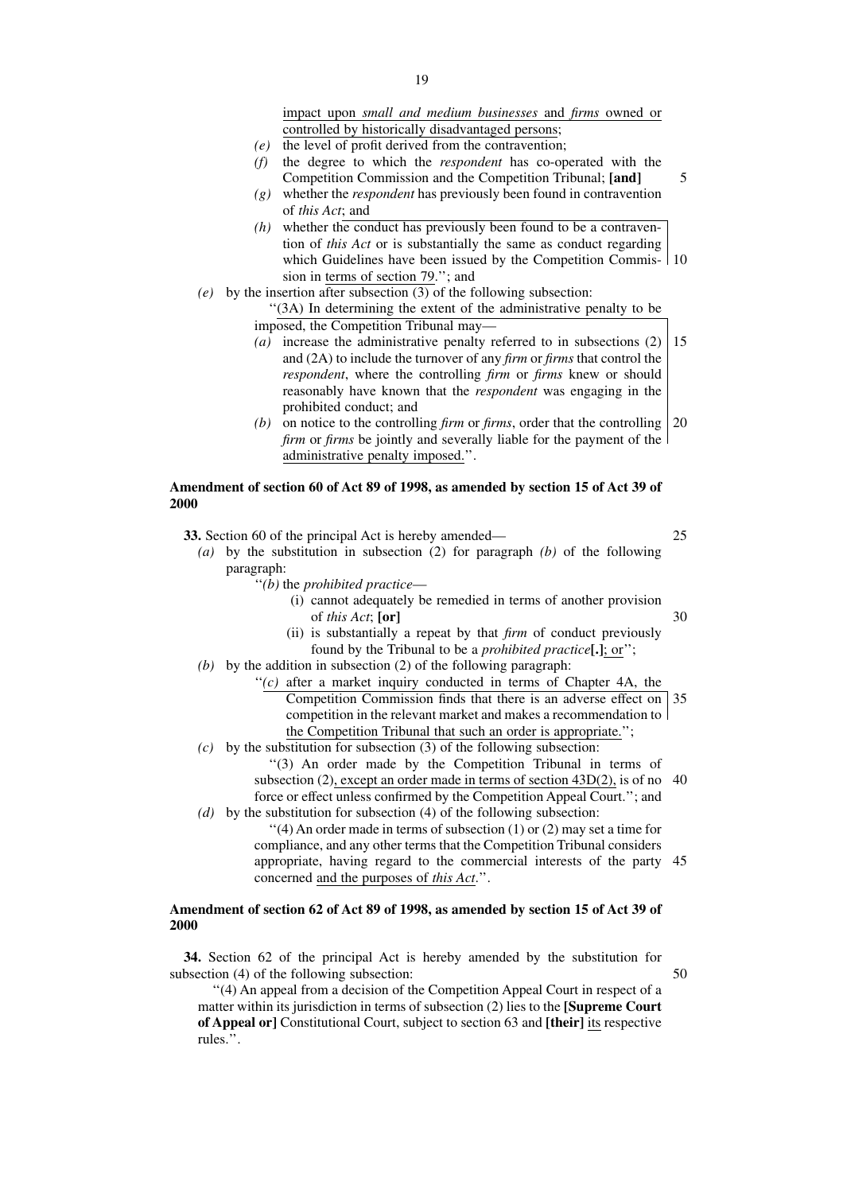impact upon *small and medium businesses* and *firms* owned or controlled by historically disadvantaged persons;

*(e)* the level of profit derived from the contravention;

*(f)* the degree to which the *respondent* has co-operated with the Competition Commission and the Competition Tribunal; **[and]**

*(g)* whether the *respondent* has previously been found in contravention of *this Act*; and

*(h)* whether the conduct has previously been found to be a contravention of *this Act* or is substantially the same as conduct regarding which Guidelines have been issued by the Competition Commission in terms of section 79.''; and

*(e)* by the insertion after subsection (3) of the following subsection:

''(3A) In determining the extent of the administrative penalty to be imposed, the Competition Tribunal may—

*(a)* increase the administrative penalty referred to in subsections (2) and (2A) to include the turnover of any *firm* or *firms* that control the *respondent*, where the controlling *firm* or *firms* knew or should reasonably have known that the *respondent* was engaging in the prohibited conduct; and

*(b)* on notice to the controlling *firm* or *firms*, order that the controlling *firm* or *firms* be jointly and severally liable for the payment of the administrative penalty imposed.''.

**Amendment of section 60 of Act 89 of 1998, as amended by section 15 of Act 39 of 2000**

**33.** Section 60 of the principal Act is hereby amended—

*(a)* by the substitution in subsection (2) for paragraph *(b)* of the following paragraph:

''*(b)* the *prohibited practice*—

(i) cannot adequately be remedied in terms of another provision of *this Act*; **[or]**

(ii) is substantially a repeat by that *firm* of conduct previously found by the Tribunal to be a *prohibited practice***[.]**; or'';

*(b)* by the addition in subsection (2) of the following paragraph:

''*(c)* after a market inquiry conducted in terms of Chapter 4A, the Competition Commission finds that there is an adverse effect on competition in the relevant market and makes a recommendation to the Competition Tribunal that such an order is appropriate.'';

*(c)* by the substitution for subsection (3) of the following subsection:

''(3) An order made by the Competition Tribunal in terms of subsection (2), except an order made in terms of section 43D(2), is of no force or effect unless confirmed by the Competition Appeal Court.''; and

*(d)* by the substitution for subsection (4) of the following subsection:

''(4) An order made in terms of subsection (1) or (2) may set a time for compliance, and any other terms that the Competition Tribunal considers appropriate, having regard to the commercial interests of the party concerned and the purposes of *this Act*.''.

**Amendment of section 62 of Act 89 of 1998, as amended by section 15 of Act 39 of 2000**

**34.** Section 62 of the principal Act is hereby amended by the substitution for subsection (4) of the following subsection:

''(4) An appeal from a decision of the Competition Appeal Court in respect of a matter within its jurisdiction in terms of subsection (2) lies to the **[Supreme Court of Appeal or]** Constitutional Court, subject to section 63 and **[their]** its respective rules.''.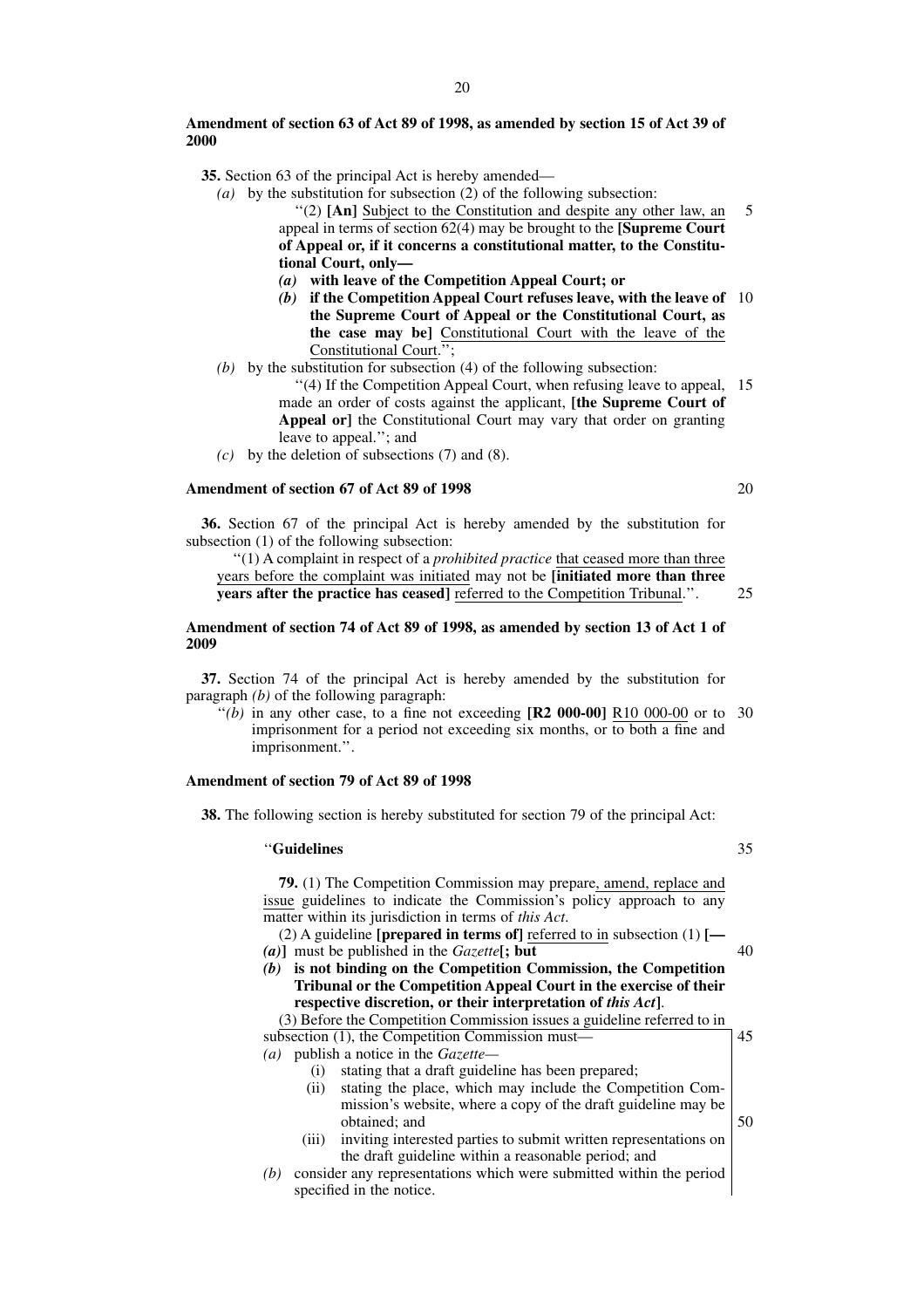**Amendment of section 63 of Act 89 of 1998, as amended by section 15 of Act 39 of 2000**

**35.** Section 63 of the principal Act is hereby amended—

*(a)* by the substitution for subsection (2) of the following subsection:

"(2) **[An]** Subject to the Constitution and despite any other law, an appeal in terms of section 62(4) may be brought to the **[Supreme Court of Appeal or, if it concerns a constitutional matter, to the Constitutional Court, only—**

***(a)*** **with leave of the Competition Appeal Court; or**

***(b)*** **if the Competition Appeal Court refuses leave, with the leave of the Supreme Court of Appeal or the Constitutional Court, as the case may be]** Constitutional Court with the leave of the Constitutional Court.";

*(b)* by the substitution for subsection (4) of the following subsection:

"(4) If the Competition Appeal Court, when refusing leave to appeal, made an order of costs against the applicant, **[the Supreme Court of Appeal or]** the Constitutional Court may vary that order on granting leave to appeal."; and

*(c)* by the deletion of subsections (7) and (8).

**Amendment of section 67 of Act 89 of 1998**

**36.** Section 67 of the principal Act is hereby amended by the substitution for subsection (1) of the following subsection:

"(1) A complaint in respect of a *prohibited practice* that ceased more than three years before the complaint was initiated may not be **[initiated more than three years after the practice has ceased]** referred to the Competition Tribunal.".

**Amendment of section 74 of Act 89 of 1998, as amended by section 13 of Act 1 of 2009**

**37.** Section 74 of the principal Act is hereby amended by the substitution for paragraph *(b)* of the following paragraph:

"*(b)* in any other case, to a fine not exceeding **[R2 000-00]** R10 000-00 or to imprisonment for a period not exceeding six months, or to both a fine and imprisonment.".

**Amendment of section 79 of Act 89 of 1998**

**38.** The following section is hereby substituted for section 79 of the principal Act:

"**Guidelines**

**79.** (1) The Competition Commission may prepare, amend, replace and issue guidelines to indicate the Commission's policy approach to any matter within its jurisdiction in terms of *this Act*.

(2) A guideline **[prepared in terms of]** referred to in subsection (1) **[—**

***(a)*]** must be published in the *Gazette***[; but**

***(b)*** **is not binding on the Competition Commission, the Competition Tribunal or the Competition Appeal Court in the exercise of their respective discretion, or their interpretation of *this Act*]**.

(3) Before the Competition Commission issues a guideline referred to in subsection (1), the Competition Commission must—

*(a)* publish a notice in the *Gazette*—

(i) stating that a draft guideline has been prepared;

(ii) stating the place, which may include the Competition Commission's website, where a copy of the draft guideline may be obtained; and

(iii) inviting interested parties to submit written representations on the draft guideline within a reasonable period; and

*(b)* consider any representations which were submitted within the period specified in the notice.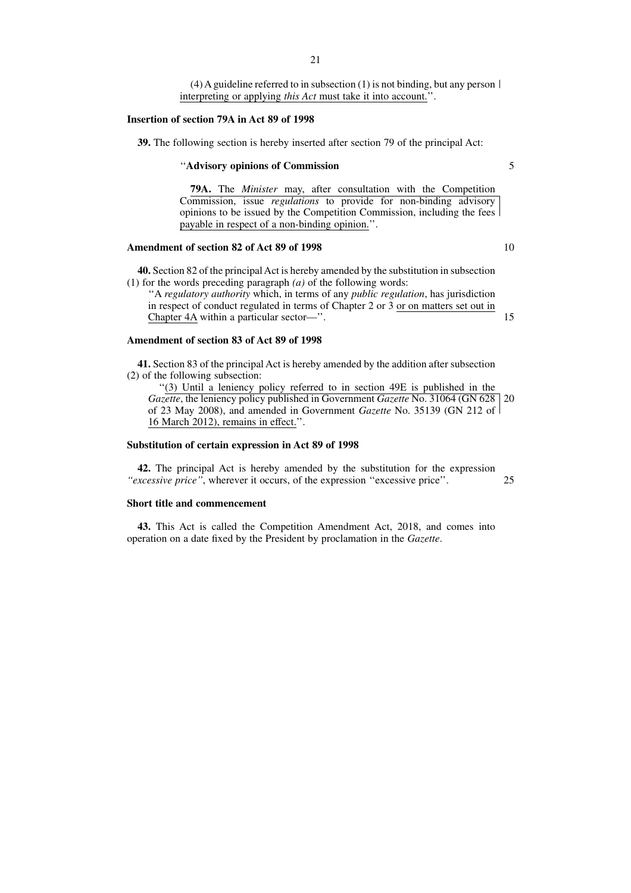(4) A guideline referred to in subsection (1) is not binding, but any person interpreting or applying *this Act* must take it into account.''.

**Insertion of section 79A in Act 89 of 1998**

**39.** The following section is hereby inserted after section 79 of the principal Act:

''**Advisory opinions of Commission**

**79A.** The *Minister* may, after consultation with the Competition Commission, issue *regulations* to provide for non-binding advisory opinions to be issued by the Competition Commission, including the fees payable in respect of a non-binding opinion.''.

**Amendment of section 82 of Act 89 of 1998**

**40.** Section 82 of the principal Act is hereby amended by the substitution in subsection (1) for the words preceding paragraph *(a)* of the following words:

''A *regulatory authority* which, in terms of any *public regulation*, has jurisdiction in respect of conduct regulated in terms of Chapter 2 or 3 or on matters set out in Chapter 4A within a particular sector—''.

**Amendment of section 83 of Act 89 of 1998**

**41.** Section 83 of the principal Act is hereby amended by the addition after subsection (2) of the following subsection:

''(3) Until a leniency policy referred to in section 49E is published in the *Gazette*, the leniency policy published in Government *Gazette* No. 31064 (GN 628 of 23 May 2008), and amended in Government *Gazette* No. 35139 (GN 212 of 16 March 2012), remains in effect.''.

**Substitution of certain expression in Act 89 of 1998**

**42.** The principal Act is hereby amended by the substitution for the expression *''excessive price''*, wherever it occurs, of the expression ''excessive price''.

**Short title and commencement**

**43.** This Act is called the Competition Amendment Act, 2018, and comes into operation on a date fixed by the President by proclamation in the *Gazette*.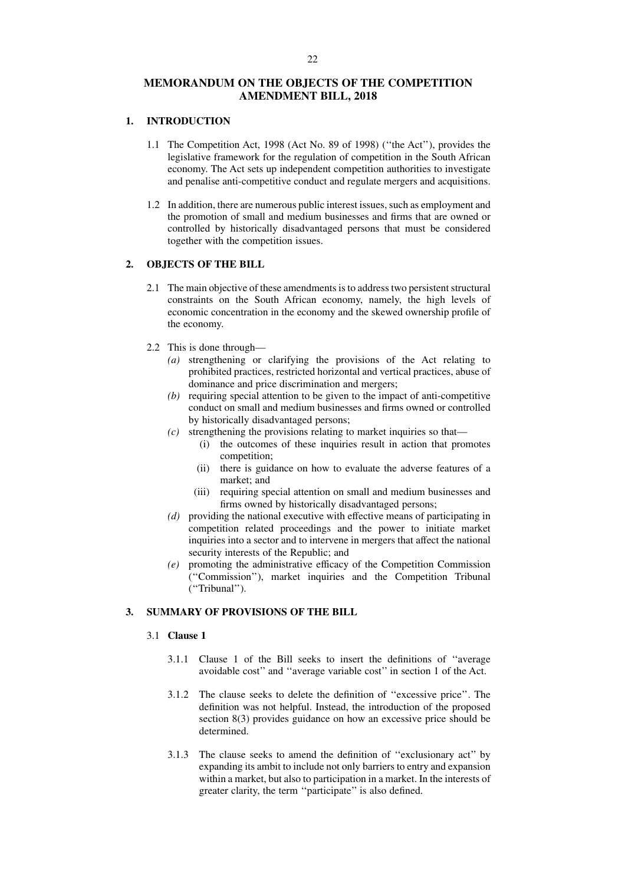# MEMORANDUM ON THE OBJECTS OF THE COMPETITION AMENDMENT BILL, 2018

## 1. INTRODUCTION

1.1 The Competition Act, 1998 (Act No. 89 of 1998) (''the Act''), provides the legislative framework for the regulation of competition in the South African economy. The Act sets up independent competition authorities to investigate and penalise anti-competitive conduct and regulate mergers and acquisitions.

1.2 In addition, there are numerous public interest issues, such as employment and the promotion of small and medium businesses and firms that are owned or controlled by historically disadvantaged persons that must be considered together with the competition issues.

## 2. OBJECTS OF THE BILL

2.1 The main objective of these amendments is to address two persistent structural constraints on the South African economy, namely, the high levels of economic concentration in the economy and the skewed ownership profile of the economy.

2.2 This is done through—

*(a)* strengthening or clarifying the provisions of the Act relating to prohibited practices, restricted horizontal and vertical practices, abuse of dominance and price discrimination and mergers;

*(b)* requiring special attention to be given to the impact of anti-competitive conduct on small and medium businesses and firms owned or controlled by historically disadvantaged persons;

*(c)* strengthening the provisions relating to market inquiries so that—

- (i) the outcomes of these inquiries result in action that promotes competition;
- (ii) there is guidance on how to evaluate the adverse features of a market; and
- (iii) requiring special attention on small and medium businesses and firms owned by historically disadvantaged persons;

*(d)* providing the national executive with effective means of participating in competition related proceedings and the power to initiate market inquiries into a sector and to intervene in mergers that affect the national security interests of the Republic; and

*(e)* promoting the administrative efficacy of the Competition Commission (''Commission''), market inquiries and the Competition Tribunal (''Tribunal'').

## 3. SUMMARY OF PROVISIONS OF THE BILL

### 3.1 Clause 1

3.1.1 Clause 1 of the Bill seeks to insert the definitions of ''average avoidable cost'' and ''average variable cost'' in section 1 of the Act.

3.1.2 The clause seeks to delete the definition of ''excessive price''. The definition was not helpful. Instead, the introduction of the proposed section 8(3) provides guidance on how an excessive price should be determined.

3.1.3 The clause seeks to amend the definition of ''exclusionary act'' by expanding its ambit to include not only barriers to entry and expansion within a market, but also to participation in a market. In the interests of greater clarity, the term ''participate'' is also defined.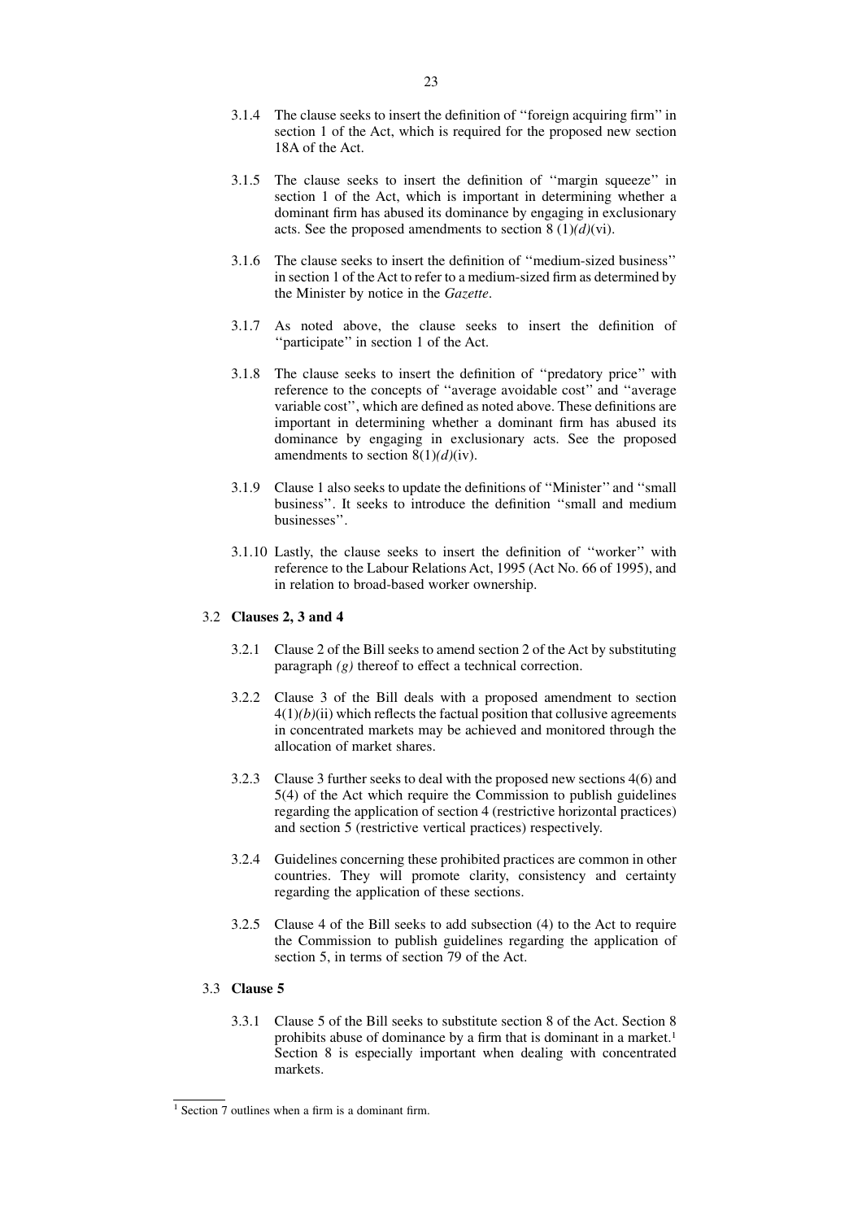3.1.4 The clause seeks to insert the definition of ''foreign acquiring firm'' in section 1 of the Act, which is required for the proposed new section 18A of the Act.

3.1.5 The clause seeks to insert the definition of ''margin squeeze'' in section 1 of the Act, which is important in determining whether a dominant firm has abused its dominance by engaging in exclusionary acts. See the proposed amendments to section 8 (1)*(d)*(vi).

3.1.6 The clause seeks to insert the definition of ''medium-sized business'' in section 1 of the Act to refer to a medium-sized firm as determined by the Minister by notice in the *Gazette*.

3.1.7 As noted above, the clause seeks to insert the definition of ''participate'' in section 1 of the Act.

3.1.8 The clause seeks to insert the definition of ''predatory price'' with reference to the concepts of ''average avoidable cost'' and ''average variable cost'', which are defined as noted above. These definitions are important in determining whether a dominant firm has abused its dominance by engaging in exclusionary acts. See the proposed amendments to section 8(1)*(d)*(iv).

3.1.9 Clause 1 also seeks to update the definitions of ''Minister'' and ''small business''. It seeks to introduce the definition ''small and medium businesses''.

3.1.10 Lastly, the clause seeks to insert the definition of ''worker'' with reference to the Labour Relations Act, 1995 (Act No. 66 of 1995), and in relation to broad-based worker ownership.

### 3.2 Clauses 2, 3 and 4

3.2.1 Clause 2 of the Bill seeks to amend section 2 of the Act by substituting paragraph *(g)* thereof to effect a technical correction.

3.2.2 Clause 3 of the Bill deals with a proposed amendment to section 4(1)*(b)*(ii) which reflects the factual position that collusive agreements in concentrated markets may be achieved and monitored through the allocation of market shares.

3.2.3 Clause 3 further seeks to deal with the proposed new sections 4(6) and 5(4) of the Act which require the Commission to publish guidelines regarding the application of section 4 (restrictive horizontal practices) and section 5 (restrictive vertical practices) respectively.

3.2.4 Guidelines concerning these prohibited practices are common in other countries. They will promote clarity, consistency and certainty regarding the application of these sections.

3.2.5 Clause 4 of the Bill seeks to add subsection (4) to the Act to require the Commission to publish guidelines regarding the application of section 5, in terms of section 79 of the Act.

### 3.3 Clause 5

3.3.1 Clause 5 of the Bill seeks to substitute section 8 of the Act. Section 8 prohibits abuse of dominance by a firm that is dominant in a market.[1] Section 8 is especially important when dealing with concentrated markets.

[1] Section 7 outlines when a firm is a dominant firm.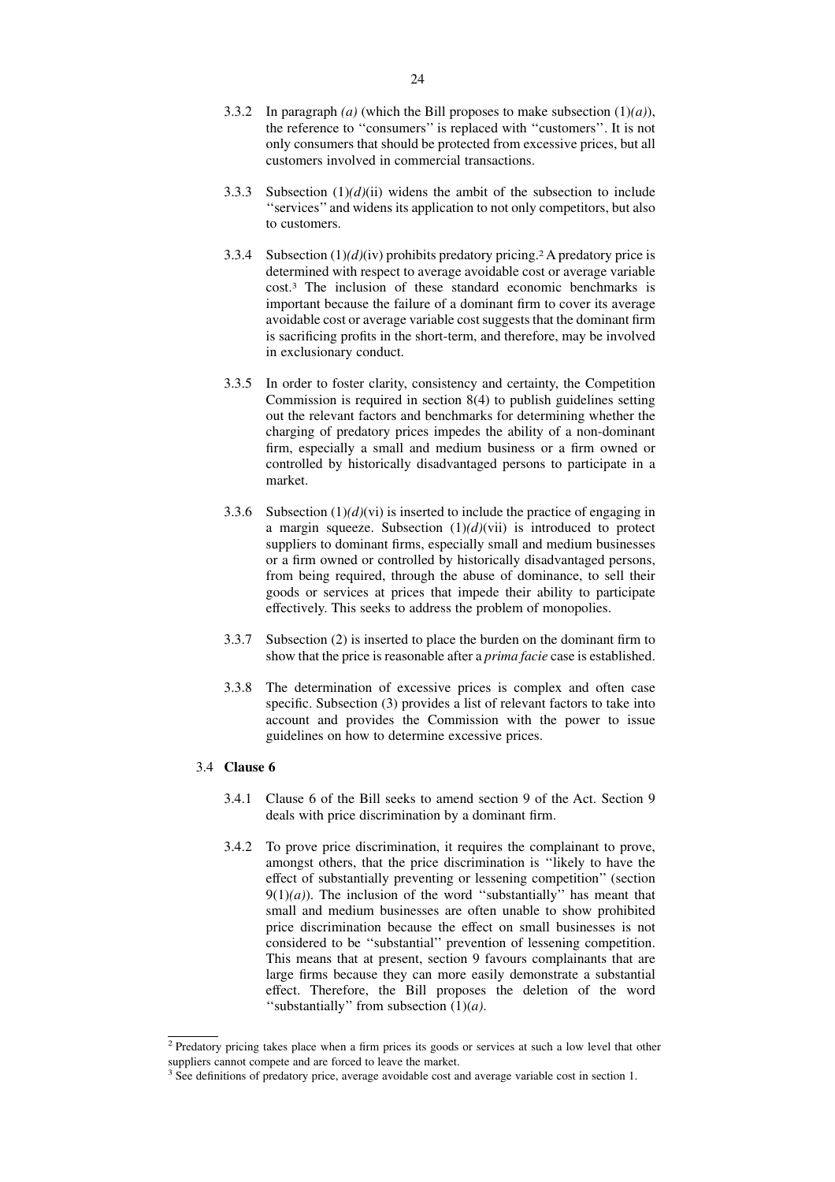3.3.2 In paragraph *(a)* (which the Bill proposes to make subsection (1)*(a)*), the reference to ''consumers'' is replaced with ''customers''. It is not only consumers that should be protected from excessive prices, but all customers involved in commercial transactions.

3.3.3 Subsection (1)*(d)*(ii) widens the ambit of the subsection to include ''services'' and widens its application to not only competitors, but also to customers.

3.3.4 Subsection (1)*(d)*(iv) prohibits predatory pricing.[2] A predatory price is determined with respect to average avoidable cost or average variable cost.[3] The inclusion of these standard economic benchmarks is important because the failure of a dominant firm to cover its average avoidable cost or average variable cost suggests that the dominant firm is sacrificing profits in the short-term, and therefore, may be involved in exclusionary conduct.

3.3.5 In order to foster clarity, consistency and certainty, the Competition Commission is required in section 8(4) to publish guidelines setting out the relevant factors and benchmarks for determining whether the charging of predatory prices impedes the ability of a non-dominant firm, especially a small and medium business or a firm owned or controlled by historically disadvantaged persons to participate in a market.

3.3.6 Subsection (1)*(d)*(vi) is inserted to include the practice of engaging in a margin squeeze. Subsection (1)*(d)*(vii) is introduced to protect suppliers to dominant firms, especially small and medium businesses or a firm owned or controlled by historically disadvantaged persons, from being required, through the abuse of dominance, to sell their goods or services at prices that impede their ability to participate effectively. This seeks to address the problem of monopolies.

3.3.7 Subsection (2) is inserted to place the burden on the dominant firm to show that the price is reasonable after a *prima facie* case is established.

3.3.8 The determination of excessive prices is complex and often case specific. Subsection (3) provides a list of relevant factors to take into account and provides the Commission with the power to issue guidelines on how to determine excessive prices.

3.4 **Clause 6**

3.4.1 Clause 6 of the Bill seeks to amend section 9 of the Act. Section 9 deals with price discrimination by a dominant firm.

3.4.2 To prove price discrimination, it requires the complainant to prove, amongst others, that the price discrimination is ''likely to have the effect of substantially preventing or lessening competition'' (section 9(1)*(a)*). The inclusion of the word ''substantially'' has meant that small and medium businesses are often unable to show prohibited price discrimination because the effect on small businesses is not considered to be ''substantial'' prevention of lessening competition. This means that at present, section 9 favours complainants that are large firms because they can more easily demonstrate a substantial effect. Therefore, the Bill proposes the deletion of the word ''substantially'' from subsection (1)*(a)*.

---

[2] Predatory pricing takes place when a firm prices its goods or services at such a low level that other suppliers cannot compete and are forced to leave the market.

[3] See definitions of predatory price, average avoidable cost and average variable cost in section 1.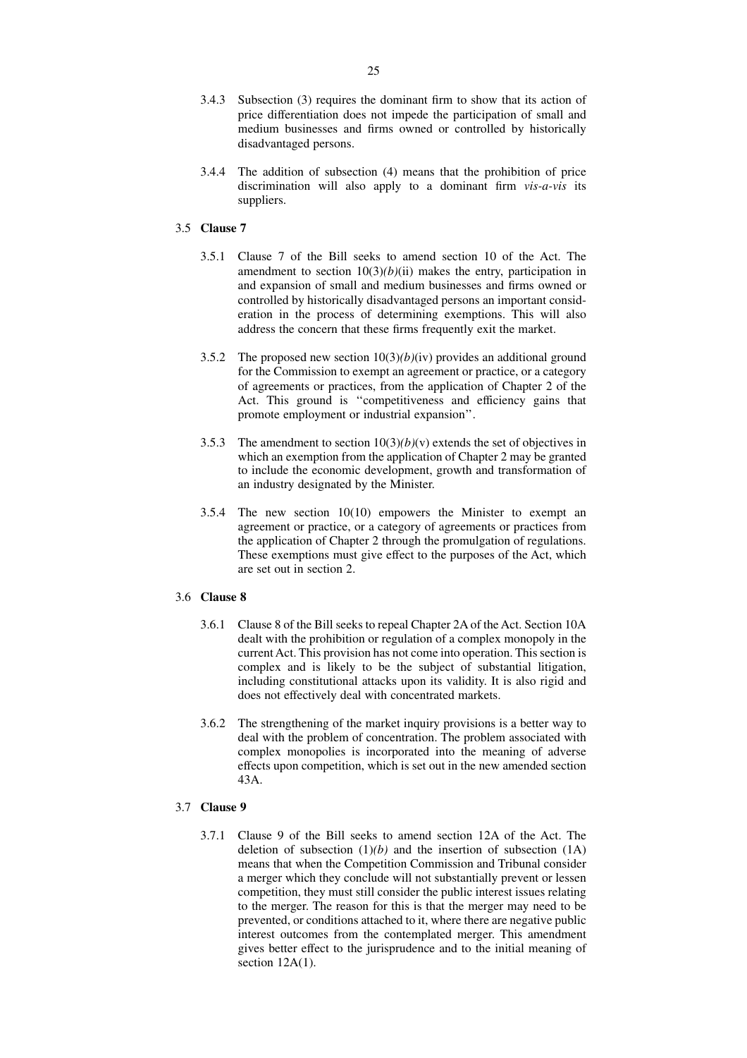3.4.3 Subsection (3) requires the dominant firm to show that its action of price differentiation does not impede the participation of small and medium businesses and firms owned or controlled by historically disadvantaged persons.

3.4.4 The addition of subsection (4) means that the prohibition of price discrimination will also apply to a dominant firm *vis-a-vis* its suppliers.

### 3.5 Clause 7

3.5.1 Clause 7 of the Bill seeks to amend section 10 of the Act. The amendment to section 10(3)*(b)*(ii) makes the entry, participation in and expansion of small and medium businesses and firms owned or controlled by historically disadvantaged persons an important consideration in the process of determining exemptions. This will also address the concern that these firms frequently exit the market.

3.5.2 The proposed new section 10(3)*(b)*(iv) provides an additional ground for the Commission to exempt an agreement or practice, or a category of agreements or practices, from the application of Chapter 2 of the Act. This ground is ''competitiveness and efficiency gains that promote employment or industrial expansion''.

3.5.3 The amendment to section 10(3)*(b)*(v) extends the set of objectives in which an exemption from the application of Chapter 2 may be granted to include the economic development, growth and transformation of an industry designated by the Minister.

3.5.4 The new section 10(10) empowers the Minister to exempt an agreement or practice, or a category of agreements or practices from the application of Chapter 2 through the promulgation of regulations. These exemptions must give effect to the purposes of the Act, which are set out in section 2.

### 3.6 Clause 8

3.6.1 Clause 8 of the Bill seeks to repeal Chapter 2A of the Act. Section 10A dealt with the prohibition or regulation of a complex monopoly in the current Act. This provision has not come into operation. This section is complex and is likely to be the subject of substantial litigation, including constitutional attacks upon its validity. It is also rigid and does not effectively deal with concentrated markets.

3.6.2 The strengthening of the market inquiry provisions is a better way to deal with the problem of concentration. The problem associated with complex monopolies is incorporated into the meaning of adverse effects upon competition, which is set out in the new amended section 43A.

### 3.7 Clause 9

3.7.1 Clause 9 of the Bill seeks to amend section 12A of the Act. The deletion of subsection (1)*(b)* and the insertion of subsection (1A) means that when the Competition Commission and Tribunal consider a merger which they conclude will not substantially prevent or lessen competition, they must still consider the public interest issues relating to the merger. The reason for this is that the merger may need to be prevented, or conditions attached to it, where there are negative public interest outcomes from the contemplated merger. This amendment gives better effect to the jurisprudence and to the initial meaning of section 12A(1).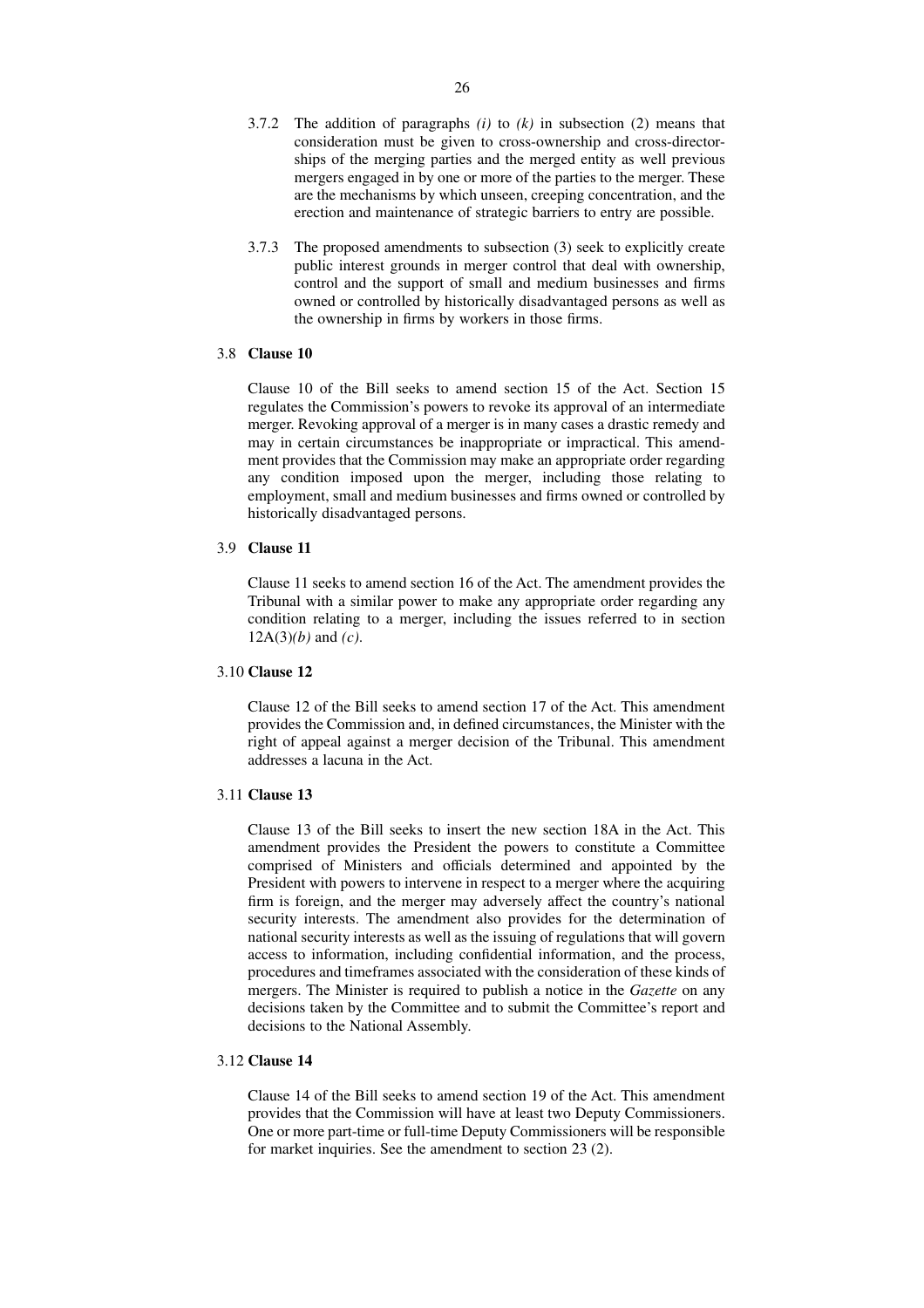3.7.2 The addition of paragraphs *(i)* to *(k)* in subsection (2) means that consideration must be given to cross-ownership and cross-directorships of the merging parties and the merged entity as well previous mergers engaged in by one or more of the parties to the merger. These are the mechanisms by which unseen, creeping concentration, and the erection and maintenance of strategic barriers to entry are possible.

3.7.3 The proposed amendments to subsection (3) seek to explicitly create public interest grounds in merger control that deal with ownership, control and the support of small and medium businesses and firms owned or controlled by historically disadvantaged persons as well as the ownership in firms by workers in those firms.

3.8 **Clause 10**

Clause 10 of the Bill seeks to amend section 15 of the Act. Section 15 regulates the Commission's powers to revoke its approval of an intermediate merger. Revoking approval of a merger is in many cases a drastic remedy and may in certain circumstances be inappropriate or impractical. This amendment provides that the Commission may make an appropriate order regarding any condition imposed upon the merger, including those relating to employment, small and medium businesses and firms owned or controlled by historically disadvantaged persons.

3.9 **Clause 11**

Clause 11 seeks to amend section 16 of the Act. The amendment provides the Tribunal with a similar power to make any appropriate order regarding any condition relating to a merger, including the issues referred to in section 12A(3)*(b)* and *(c)*.

3.10 **Clause 12**

Clause 12 of the Bill seeks to amend section 17 of the Act. This amendment provides the Commission and, in defined circumstances, the Minister with the right of appeal against a merger decision of the Tribunal. This amendment addresses a lacuna in the Act.

3.11 **Clause 13**

Clause 13 of the Bill seeks to insert the new section 18A in the Act. This amendment provides the President the powers to constitute a Committee comprised of Ministers and officials determined and appointed by the President with powers to intervene in respect to a merger where the acquiring firm is foreign, and the merger may adversely affect the country's national security interests. The amendment also provides for the determination of national security interests as well as the issuing of regulations that will govern access to information, including confidential information, and the process, procedures and timeframes associated with the consideration of these kinds of mergers. The Minister is required to publish a notice in the *Gazette* on any decisions taken by the Committee and to submit the Committee's report and decisions to the National Assembly.

3.12 **Clause 14**

Clause 14 of the Bill seeks to amend section 19 of the Act. This amendment provides that the Commission will have at least two Deputy Commissioners. One or more part-time or full-time Deputy Commissioners will be responsible for market inquiries. See the amendment to section 23 (2).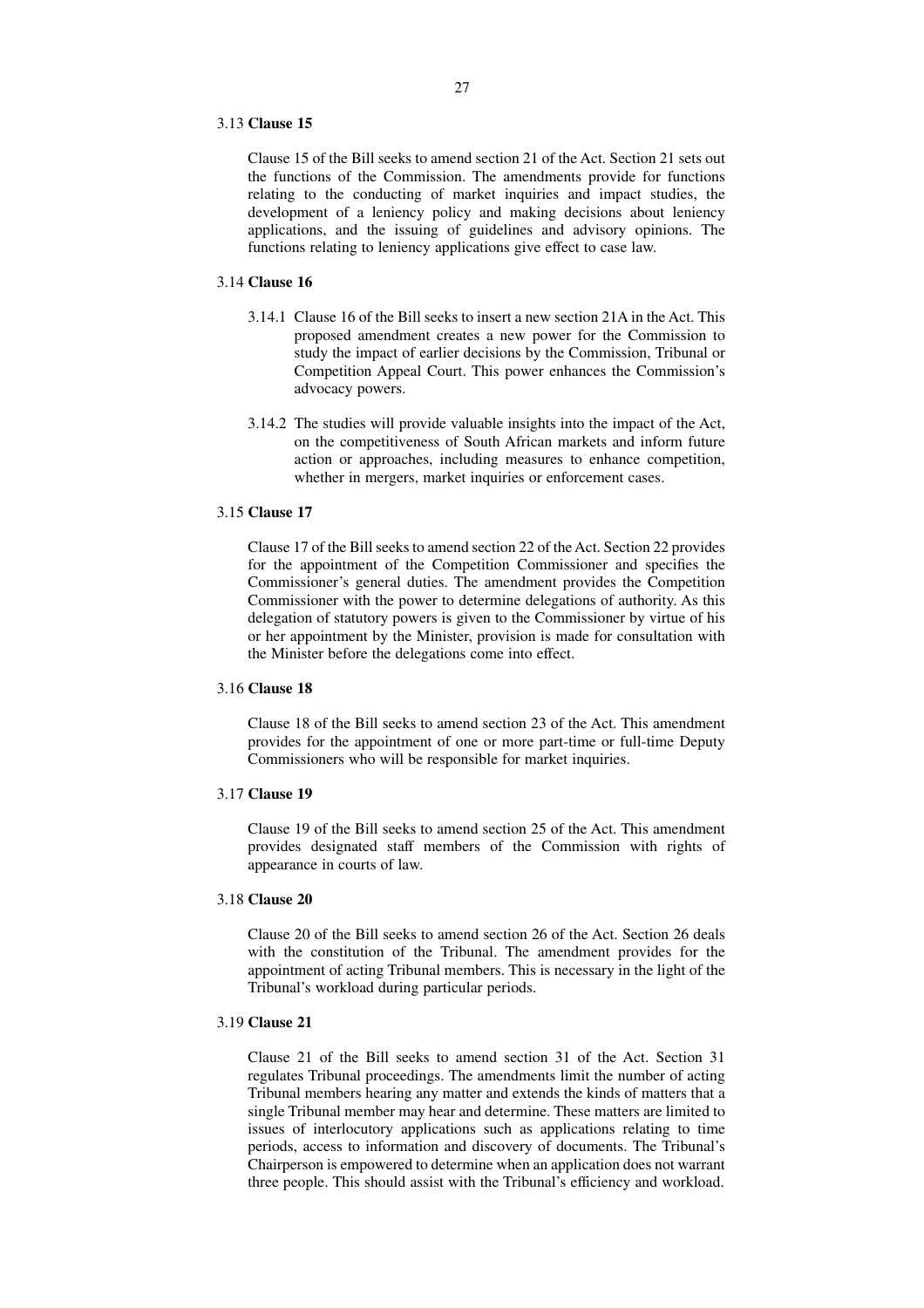3.13 **Clause 15**

Clause 15 of the Bill seeks to amend section 21 of the Act. Section 21 sets out the functions of the Commission. The amendments provide for functions relating to the conducting of market inquiries and impact studies, the development of a leniency policy and making decisions about leniency applications, and the issuing of guidelines and advisory opinions. The functions relating to leniency applications give effect to case law.

3.14 **Clause 16**

3.14.1 Clause 16 of the Bill seeks to insert a new section 21A in the Act. This proposed amendment creates a new power for the Commission to study the impact of earlier decisions by the Commission, Tribunal or Competition Appeal Court. This power enhances the Commission's advocacy powers.

3.14.2 The studies will provide valuable insights into the impact of the Act, on the competitiveness of South African markets and inform future action or approaches, including measures to enhance competition, whether in mergers, market inquiries or enforcement cases.

3.15 **Clause 17**

Clause 17 of the Bill seeks to amend section 22 of the Act. Section 22 provides for the appointment of the Competition Commissioner and specifies the Commissioner's general duties. The amendment provides the Competition Commissioner with the power to determine delegations of authority. As this delegation of statutory powers is given to the Commissioner by virtue of his or her appointment by the Minister, provision is made for consultation with the Minister before the delegations come into effect.

3.16 **Clause 18**

Clause 18 of the Bill seeks to amend section 23 of the Act. This amendment provides for the appointment of one or more part-time or full-time Deputy Commissioners who will be responsible for market inquiries.

3.17 **Clause 19**

Clause 19 of the Bill seeks to amend section 25 of the Act. This amendment provides designated staff members of the Commission with rights of appearance in courts of law.

3.18 **Clause 20**

Clause 20 of the Bill seeks to amend section 26 of the Act. Section 26 deals with the constitution of the Tribunal. The amendment provides for the appointment of acting Tribunal members. This is necessary in the light of the Tribunal's workload during particular periods.

3.19 **Clause 21**

Clause 21 of the Bill seeks to amend section 31 of the Act. Section 31 regulates Tribunal proceedings. The amendments limit the number of acting Tribunal members hearing any matter and extends the kinds of matters that a single Tribunal member may hear and determine. These matters are limited to issues of interlocutory applications such as applications relating to time periods, access to information and discovery of documents. The Tribunal's Chairperson is empowered to determine when an application does not warrant three people. This should assist with the Tribunal's efficiency and workload.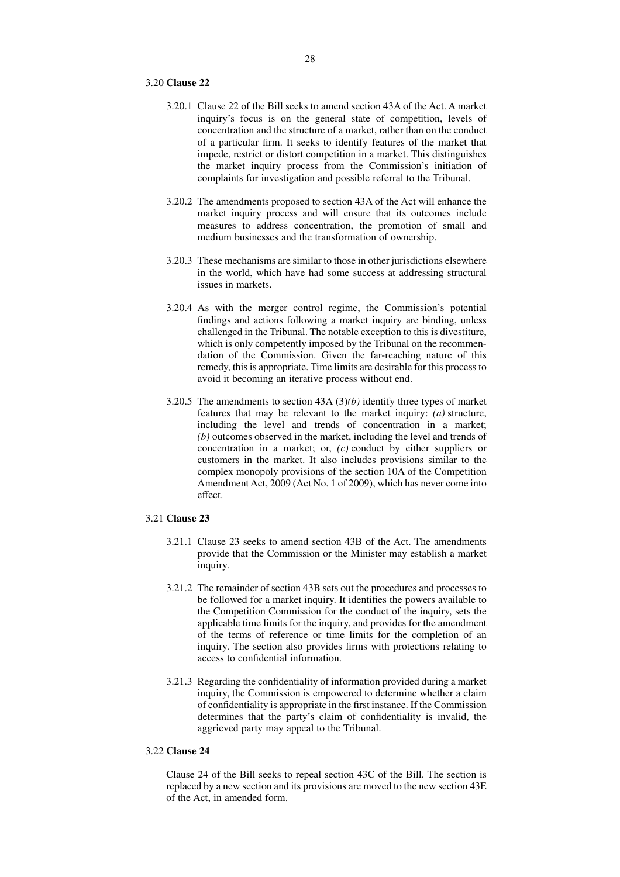3.20 **Clause 22**

3.20.1 Clause 22 of the Bill seeks to amend section 43A of the Act. A market inquiry's focus is on the general state of competition, levels of concentration and the structure of a market, rather than on the conduct of a particular firm. It seeks to identify features of the market that impede, restrict or distort competition in a market. This distinguishes the market inquiry process from the Commission's initiation of complaints for investigation and possible referral to the Tribunal.

3.20.2 The amendments proposed to section 43A of the Act will enhance the market inquiry process and will ensure that its outcomes include measures to address concentration, the promotion of small and medium businesses and the transformation of ownership.

3.20.3 These mechanisms are similar to those in other jurisdictions elsewhere in the world, which have had some success at addressing structural issues in markets.

3.20.4 As with the merger control regime, the Commission's potential findings and actions following a market inquiry are binding, unless challenged in the Tribunal. The notable exception to this is divestiture, which is only competently imposed by the Tribunal on the recommendation of the Commission. Given the far-reaching nature of this remedy, this is appropriate. Time limits are desirable for this process to avoid it becoming an iterative process without end.

3.20.5 The amendments to section 43A (3)*(b)* identify three types of market features that may be relevant to the market inquiry: *(a)* structure, including the level and trends of concentration in a market; *(b)* outcomes observed in the market, including the level and trends of concentration in a market; or, *(c)* conduct by either suppliers or customers in the market. It also includes provisions similar to the complex monopoly provisions of the section 10A of the Competition Amendment Act, 2009 (Act No. 1 of 2009), which has never come into effect.

3.21 **Clause 23**

3.21.1 Clause 23 seeks to amend section 43B of the Act. The amendments provide that the Commission or the Minister may establish a market inquiry.

3.21.2 The remainder of section 43B sets out the procedures and processes to be followed for a market inquiry. It identifies the powers available to the Competition Commission for the conduct of the inquiry, sets the applicable time limits for the inquiry, and provides for the amendment of the terms of reference or time limits for the completion of an inquiry. The section also provides firms with protections relating to access to confidential information.

3.21.3 Regarding the confidentiality of information provided during a market inquiry, the Commission is empowered to determine whether a claim of confidentiality is appropriate in the first instance. If the Commission determines that the party's claim of confidentiality is invalid, the aggrieved party may appeal to the Tribunal.

3.22 **Clause 24**

Clause 24 of the Bill seeks to repeal section 43C of the Bill. The section is replaced by a new section and its provisions are moved to the new section 43E of the Act, in amended form.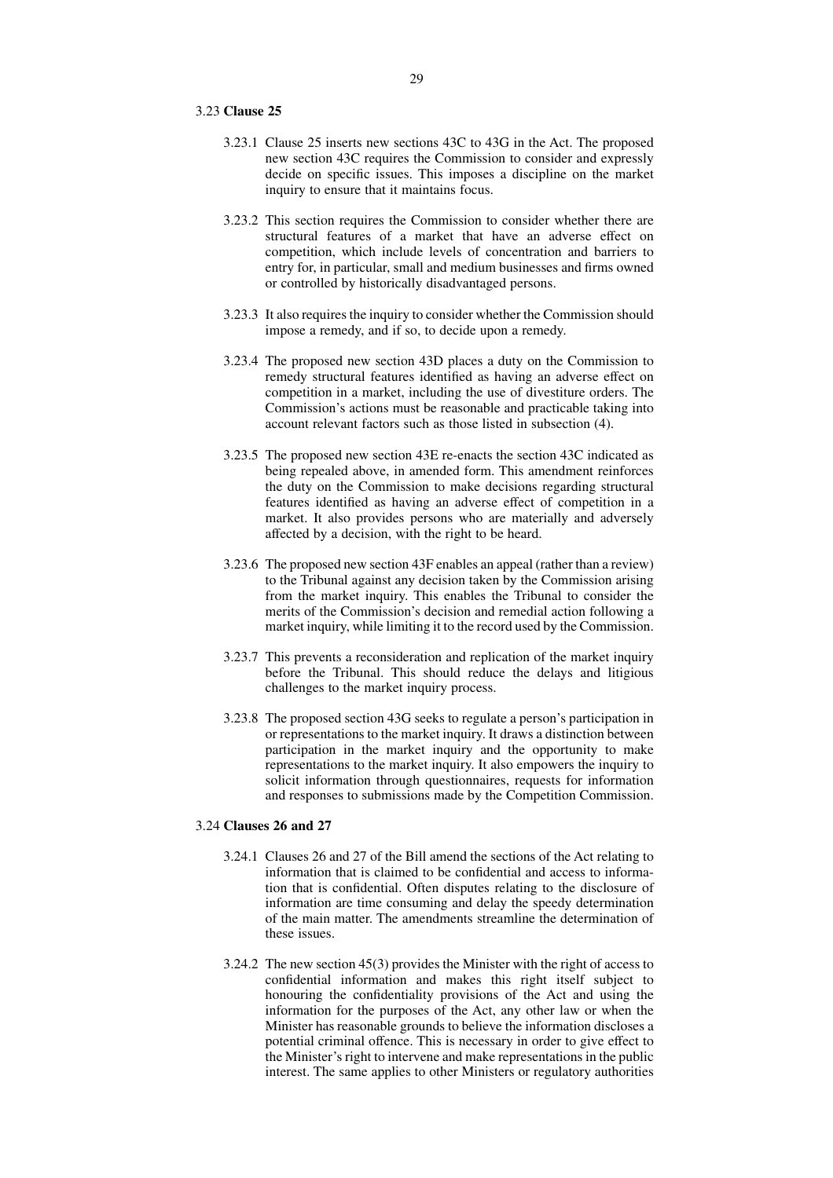3.23 **Clause 25**

3.23.1 Clause 25 inserts new sections 43C to 43G in the Act. The proposed new section 43C requires the Commission to consider and expressly decide on specific issues. This imposes a discipline on the market inquiry to ensure that it maintains focus.

3.23.2 This section requires the Commission to consider whether there are structural features of a market that have an adverse effect on competition, which include levels of concentration and barriers to entry for, in particular, small and medium businesses and firms owned or controlled by historically disadvantaged persons.

3.23.3 It also requires the inquiry to consider whether the Commission should impose a remedy, and if so, to decide upon a remedy.

3.23.4 The proposed new section 43D places a duty on the Commission to remedy structural features identified as having an adverse effect on competition in a market, including the use of divestiture orders. The Commission's actions must be reasonable and practicable taking into account relevant factors such as those listed in subsection (4).

3.23.5 The proposed new section 43E re-enacts the section 43C indicated as being repealed above, in amended form. This amendment reinforces the duty on the Commission to make decisions regarding structural features identified as having an adverse effect of competition in a market. It also provides persons who are materially and adversely affected by a decision, with the right to be heard.

3.23.6 The proposed new section 43F enables an appeal (rather than a review) to the Tribunal against any decision taken by the Commission arising from the market inquiry. This enables the Tribunal to consider the merits of the Commission's decision and remedial action following a market inquiry, while limiting it to the record used by the Commission.

3.23.7 This prevents a reconsideration and replication of the market inquiry before the Tribunal. This should reduce the delays and litigious challenges to the market inquiry process.

3.23.8 The proposed section 43G seeks to regulate a person's participation in or representations to the market inquiry. It draws a distinction between participation in the market inquiry and the opportunity to make representations to the market inquiry. It also empowers the inquiry to solicit information through questionnaires, requests for information and responses to submissions made by the Competition Commission.

3.24 **Clauses 26 and 27**

3.24.1 Clauses 26 and 27 of the Bill amend the sections of the Act relating to information that is claimed to be confidential and access to information that is confidential. Often disputes relating to the disclosure of information are time consuming and delay the speedy determination of the main matter. The amendments streamline the determination of these issues.

3.24.2 The new section 45(3) provides the Minister with the right of access to confidential information and makes this right itself subject to honouring the confidentiality provisions of the Act and using the information for the purposes of the Act, any other law or when the Minister has reasonable grounds to believe the information discloses a potential criminal offence. This is necessary in order to give effect to the Minister's right to intervene and make representations in the public interest. The same applies to other Ministers or regulatory authorities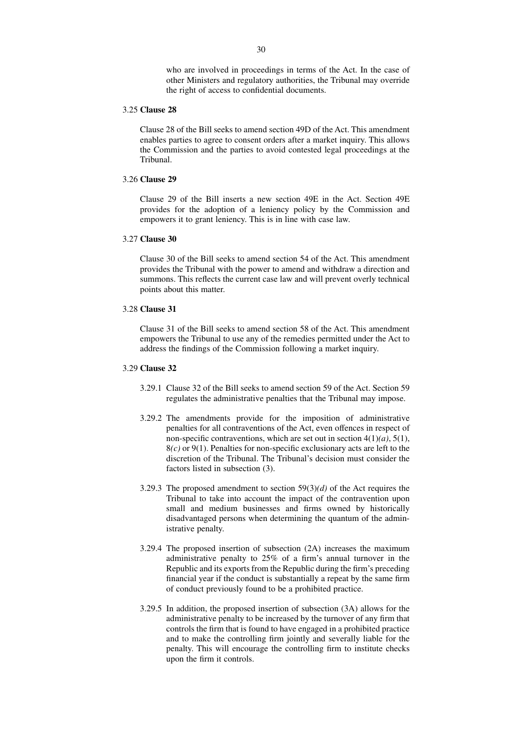who are involved in proceedings in terms of the Act. In the case of other Ministers and regulatory authorities, the Tribunal may override the right of access to confidential documents.

3.25 **Clause 28**

Clause 28 of the Bill seeks to amend section 49D of the Act. This amendment enables parties to agree to consent orders after a market inquiry. This allows the Commission and the parties to avoid contested legal proceedings at the Tribunal.

3.26 **Clause 29**

Clause 29 of the Bill inserts a new section 49E in the Act. Section 49E provides for the adoption of a leniency policy by the Commission and empowers it to grant leniency. This is in line with case law.

3.27 **Clause 30**

Clause 30 of the Bill seeks to amend section 54 of the Act. This amendment provides the Tribunal with the power to amend and withdraw a direction and summons. This reflects the current case law and will prevent overly technical points about this matter.

3.28 **Clause 31**

Clause 31 of the Bill seeks to amend section 58 of the Act. This amendment empowers the Tribunal to use any of the remedies permitted under the Act to address the findings of the Commission following a market inquiry.

3.29 **Clause 32**

3.29.1 Clause 32 of the Bill seeks to amend section 59 of the Act. Section 59 regulates the administrative penalties that the Tribunal may impose.

3.29.2 The amendments provide for the imposition of administrative penalties for all contraventions of the Act, even offences in respect of non-specific contraventions, which are set out in section 4(1)*(a)*, 5(1), 8*(c)* or 9(1). Penalties for non-specific exclusionary acts are left to the discretion of the Tribunal. The Tribunal's decision must consider the factors listed in subsection (3).

3.29.3 The proposed amendment to section 59(3)*(d)* of the Act requires the Tribunal to take into account the impact of the contravention upon small and medium businesses and firms owned by historically disadvantaged persons when determining the quantum of the administrative penalty.

3.29.4 The proposed insertion of subsection (2A) increases the maximum administrative penalty to 25% of a firm's annual turnover in the Republic and its exports from the Republic during the firm's preceding financial year if the conduct is substantially a repeat by the same firm of conduct previously found to be a prohibited practice.

3.29.5 In addition, the proposed insertion of subsection (3A) allows for the administrative penalty to be increased by the turnover of any firm that controls the firm that is found to have engaged in a prohibited practice and to make the controlling firm jointly and severally liable for the penalty. This will encourage the controlling firm to institute checks upon the firm it controls.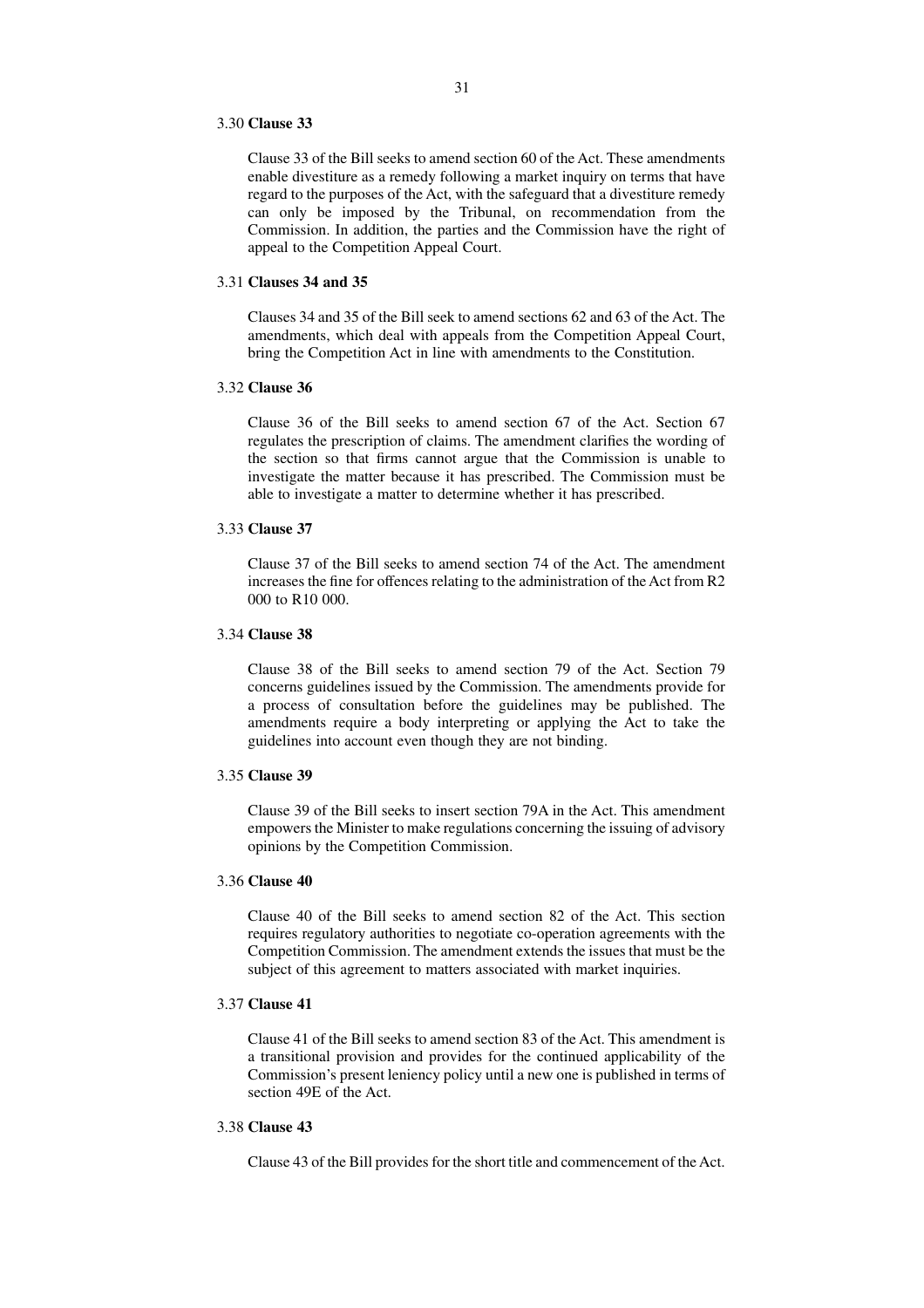### 3.30 **Clause 33**

Clause 33 of the Bill seeks to amend section 60 of the Act. These amendments enable divestiture as a remedy following a market inquiry on terms that have regard to the purposes of the Act, with the safeguard that a divestiture remedy can only be imposed by the Tribunal, on recommendation from the Commission. In addition, the parties and the Commission have the right of appeal to the Competition Appeal Court.

### 3.31 **Clauses 34 and 35**

Clauses 34 and 35 of the Bill seek to amend sections 62 and 63 of the Act. The amendments, which deal with appeals from the Competition Appeal Court, bring the Competition Act in line with amendments to the Constitution.

### 3.32 **Clause 36**

Clause 36 of the Bill seeks to amend section 67 of the Act. Section 67 regulates the prescription of claims. The amendment clarifies the wording of the section so that firms cannot argue that the Commission is unable to investigate the matter because it has prescribed. The Commission must be able to investigate a matter to determine whether it has prescribed.

### 3.33 **Clause 37**

Clause 37 of the Bill seeks to amend section 74 of the Act. The amendment increases the fine for offences relating to the administration of the Act from R2 000 to R10 000.

### 3.34 **Clause 38**

Clause 38 of the Bill seeks to amend section 79 of the Act. Section 79 concerns guidelines issued by the Commission. The amendments provide for a process of consultation before the guidelines may be published. The amendments require a body interpreting or applying the Act to take the guidelines into account even though they are not binding.

### 3.35 **Clause 39**

Clause 39 of the Bill seeks to insert section 79A in the Act. This amendment empowers the Minister to make regulations concerning the issuing of advisory opinions by the Competition Commission.

### 3.36 **Clause 40**

Clause 40 of the Bill seeks to amend section 82 of the Act. This section requires regulatory authorities to negotiate co-operation agreements with the Competition Commission. The amendment extends the issues that must be the subject of this agreement to matters associated with market inquiries.

### 3.37 **Clause 41**

Clause 41 of the Bill seeks to amend section 83 of the Act. This amendment is a transitional provision and provides for the continued applicability of the Commission's present leniency policy until a new one is published in terms of section 49E of the Act.

### 3.38 **Clause 43**

Clause 43 of the Bill provides for the short title and commencement of the Act.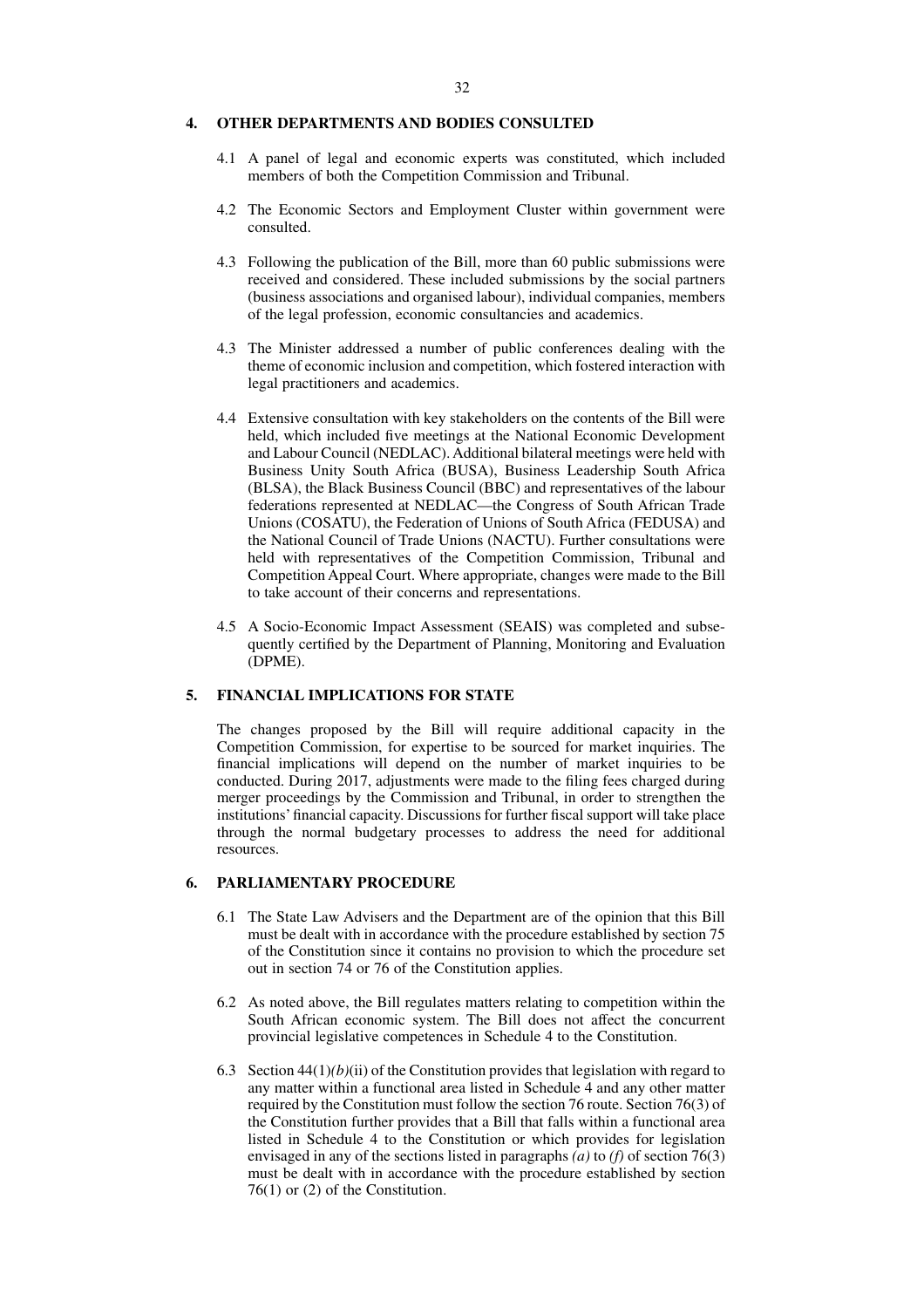## 4. OTHER DEPARTMENTS AND BODIES CONSULTED

4.1 A panel of legal and economic experts was constituted, which included members of both the Competition Commission and Tribunal.

4.2 The Economic Sectors and Employment Cluster within government were consulted.

4.3 Following the publication of the Bill, more than 60 public submissions were received and considered. These included submissions by the social partners (business associations and organised labour), individual companies, members of the legal profession, economic consultancies and academics.

4.3 The Minister addressed a number of public conferences dealing with the theme of economic inclusion and competition, which fostered interaction with legal practitioners and academics.

4.4 Extensive consultation with key stakeholders on the contents of the Bill were held, which included five meetings at the National Economic Development and Labour Council (NEDLAC). Additional bilateral meetings were held with Business Unity South Africa (BUSA), Business Leadership South Africa (BLSA), the Black Business Council (BBC) and representatives of the labour federations represented at NEDLAC—the Congress of South African Trade Unions (COSATU), the Federation of Unions of South Africa (FEDUSA) and the National Council of Trade Unions (NACTU). Further consultations were held with representatives of the Competition Commission, Tribunal and Competition Appeal Court. Where appropriate, changes were made to the Bill to take account of their concerns and representations.

4.5 A Socio-Economic Impact Assessment (SEAIS) was completed and subsequently certified by the Department of Planning, Monitoring and Evaluation (DPME).

## 5. FINANCIAL IMPLICATIONS FOR STATE

The changes proposed by the Bill will require additional capacity in the Competition Commission, for expertise to be sourced for market inquiries. The financial implications will depend on the number of market inquiries to be conducted. During 2017, adjustments were made to the filing fees charged during merger proceedings by the Commission and Tribunal, in order to strengthen the institutions' financial capacity. Discussions for further fiscal support will take place through the normal budgetary processes to address the need for additional resources.

## 6. PARLIAMENTARY PROCEDURE

6.1 The State Law Advisers and the Department are of the opinion that this Bill must be dealt with in accordance with the procedure established by section 75 of the Constitution since it contains no provision to which the procedure set out in section 74 or 76 of the Constitution applies.

6.2 As noted above, the Bill regulates matters relating to competition within the South African economic system. The Bill does not affect the concurrent provincial legislative competences in Schedule 4 to the Constitution.

6.3 Section 44(1)*(b)*(ii) of the Constitution provides that legislation with regard to any matter within a functional area listed in Schedule 4 and any other matter required by the Constitution must follow the section 76 route. Section 76(3) of the Constitution further provides that a Bill that falls within a functional area listed in Schedule 4 to the Constitution or which provides for legislation envisaged in any of the sections listed in paragraphs *(a)* to *(f)* of section 76(3) must be dealt with in accordance with the procedure established by section 76(1) or (2) of the Constitution.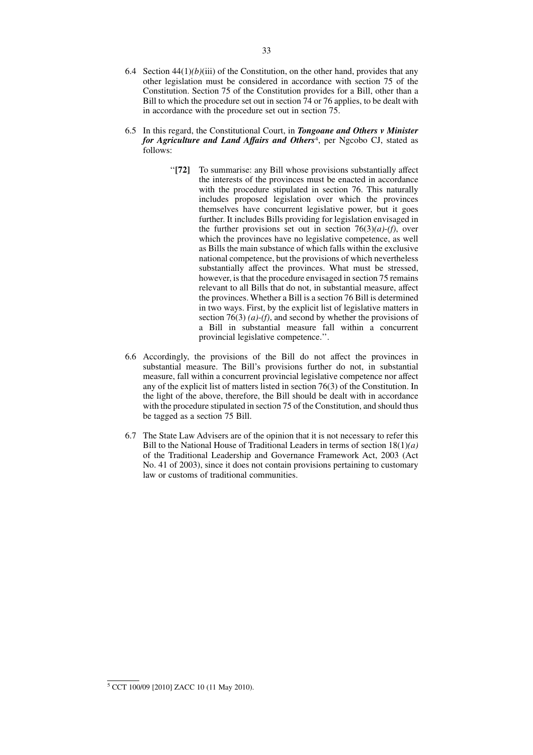6.4 Section 44(1)*(b)*(iii) of the Constitution, on the other hand, provides that any other legislation must be considered in accordance with section 75 of the Constitution. Section 75 of the Constitution provides for a Bill, other than a Bill to which the procedure set out in section 74 or 76 applies, to be dealt with in accordance with the procedure set out in section 75.

6.5 In this regard, the Constitutional Court, in ***Tongoane and Others v Minister for Agriculture and Land Affairs and Others***[4], per Ngcobo CJ, stated as follows:

> ''**[72]** To summarise: any Bill whose provisions substantially affect the interests of the provinces must be enacted in accordance with the procedure stipulated in section 76. This naturally includes proposed legislation over which the provinces themselves have concurrent legislative power, but it goes further. It includes Bills providing for legislation envisaged in the further provisions set out in section 76(3)*(a)*-*(f)*, over which the provinces have no legislative competence, as well as Bills the main substance of which falls within the exclusive national competence, but the provisions of which nevertheless substantially affect the provinces. What must be stressed, however, is that the procedure envisaged in section 75 remains relevant to all Bills that do not, in substantial measure, affect the provinces. Whether a Bill is a section 76 Bill is determined in two ways. First, by the explicit list of legislative matters in section 76(3) *(a)*-*(f)*, and second by whether the provisions of a Bill in substantial measure fall within a concurrent provincial legislative competence.''.

6.6 Accordingly, the provisions of the Bill do not affect the provinces in substantial measure. The Bill's provisions further do not, in substantial measure, fall within a concurrent provincial legislative competence nor affect any of the explicit list of matters listed in section 76(3) of the Constitution. In the light of the above, therefore, the Bill should be dealt with in accordance with the procedure stipulated in section 75 of the Constitution, and should thus be tagged as a section 75 Bill.

6.7 The State Law Advisers are of the opinion that it is not necessary to refer this Bill to the National House of Traditional Leaders in terms of section 18(1)*(a)* of the Traditional Leadership and Governance Framework Act, 2003 (Act No. 41 of 2003), since it does not contain provisions pertaining to customary law or customs of traditional communities.

---

[5] CCT 100/09 [2010] ZACC 10 (11 May 2010).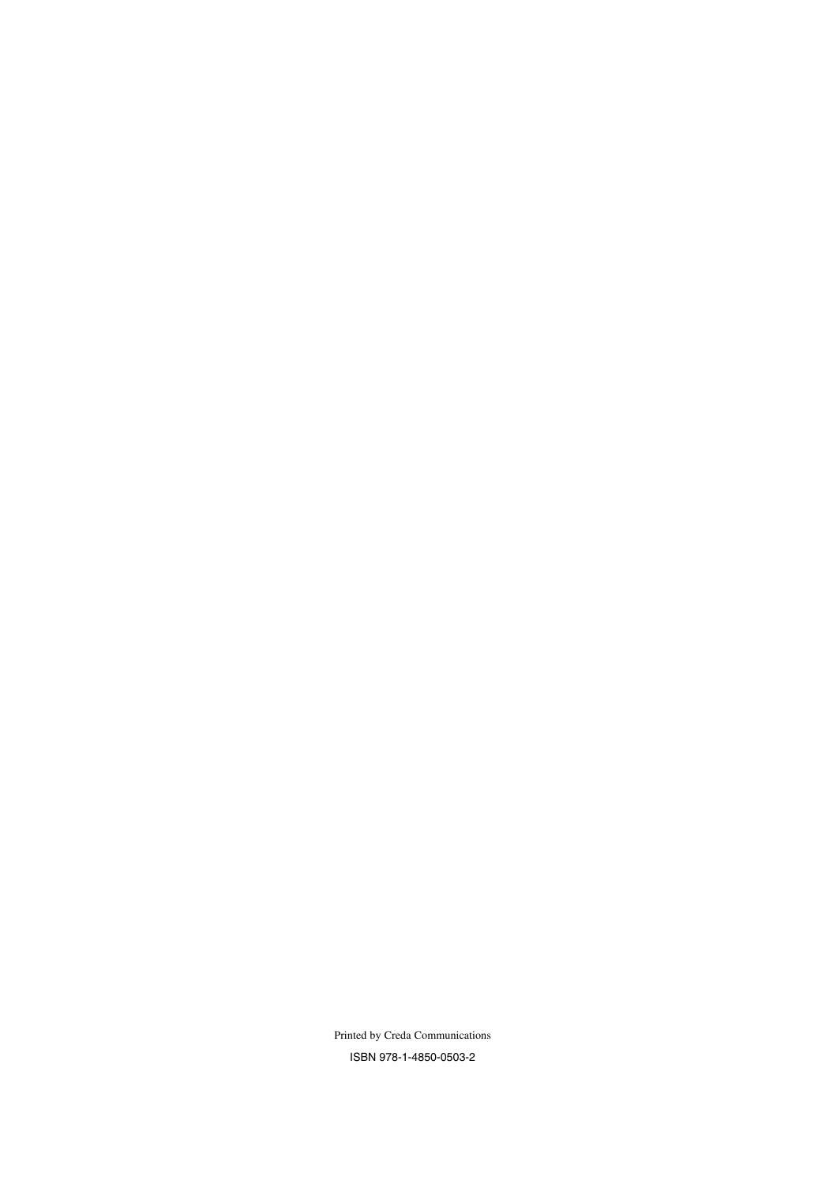Printed by Creda Communications

ISBN 978-1-4850-0503-2